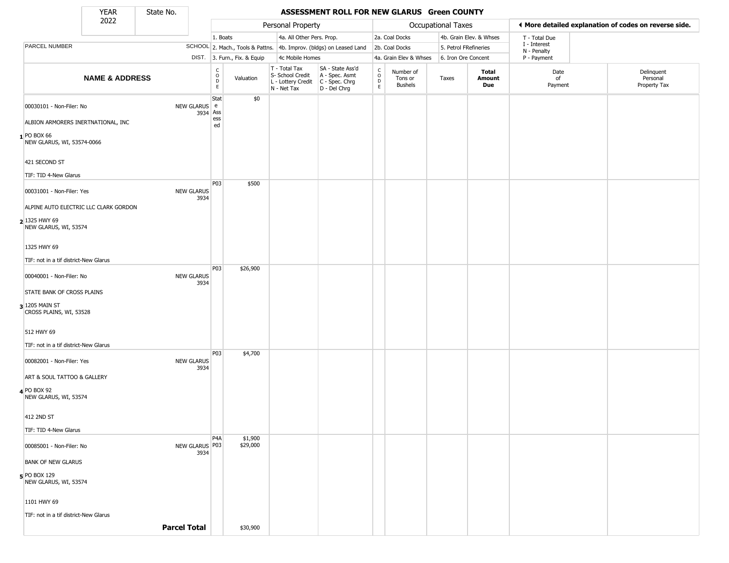# ASSESSMENT ROLL FOR NEW GLARUS Green COUNTY

| YEAR | State No. |
|---|---|
| 2022 | |

**Personal Property:** 1. Boats; 2. Mach., Tools & Pattns.; 3. Furn., Fix. & Equip; 4a. All Other Pers. Prop.; 4b. Improv. (bldgs) on Leased Land; 4c Mobile Homes

**Occupational Taxes:** 2a. Coal Docks; 2b. Coal Docks; 4a. Grain Elev & Whses; 4b. Grain Elev. & Whses; 5. Petrol FRefineries; 6. Iron Ore Concent

◄ More detailed explanation of codes on reverse side.

T - Total Due; I - Interest; N - Penalty; P - Payment

| | PARCEL NUMBER / NAME & ADDRESS | SCHOOL DIST. | CODE | Valuation | T - Total Tax / S- School Credit / L - Lottery Credit / N - Net Tax | SA - State Ass'd / A - Spec. Asmt / C - Spec. Chrg / D - Del Chrg | CODE | Number of Tons or Bushels | Taxes | Total Amount Due | Date of Payment | Delinquent Personal Property Tax |
|---|---|---|---|---|---|---|---|---|---|---|---|---|
| 1 | 00030101 - Non-Filer: No<br>ALBION ARMORERS INERTNATIONAL, INC<br>PO BOX 66<br>NEW GLARUS, WI, 53574-0066<br>421 SECOND ST<br>TIF: TID 4-New Glarus | NEW GLARUS 3934 | State Assessed | $0 | | | | | | | | |
| 2 | 00031001 - Non-Filer: Yes<br>ALPINE AUTO ELECTRIC LLC CLARK GORDON<br>1325 HWY 69<br>NEW GLARUS, WI, 53574<br>1325 HWY 69<br>TIF: not in a tif district-New Glarus | NEW GLARUS 3934 | P03 | $500 | | | | | | | | |
| 3 | 00040001 - Non-Filer: No<br>STATE BANK OF CROSS PLAINS<br>1205 MAIN ST<br>CROSS PLAINS, WI, 53528<br>512 HWY 69<br>TIF: not in a tif district-New Glarus | NEW GLARUS 3934 | P03 | $26,900 | | | | | | | | |
| 4 | 00082001 - Non-Filer: Yes<br>ART & SOUL TATTOO & GALLERY<br>PO BOX 92<br>NEW GLARUS, WI, 53574<br>412 2ND ST<br>TIF: TID 4-New Glarus | NEW GLARUS 3934 | P03 | $4,700 | | | | | | | | |
| 5 | 00085001 - Non-Filer: No<br>BANK OF NEW GLARUS<br>PO BOX 129<br>NEW GLARUS, WI, 53574<br>1101 HWY 69<br>TIF: not in a tif district-New Glarus | NEW GLARUS 3934 | P4A<br>P03 | $1,900<br>$29,000 | | | | | | | | |
| | **Parcel Total** | | | $30,900 | | | | | | | | |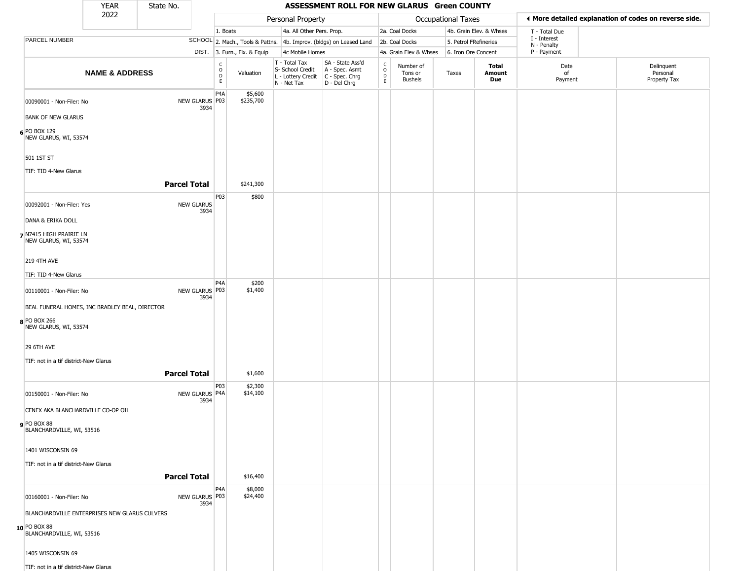| YEAR 2022 | State No. | ASSESSMENT ROLL FOR NEW GLARUS Green COUNTY | | | | | | | | | | |
|---|---|---|---|---|---|---|---|---|---|---|---|---|

| | | Personal Property | | | | Occupational Taxes | | | | ◂ More detailed explanation of codes on reverse side. | |
|---|---|---|---|---|---|---|---|---|---|---|---|
| | | 1. Boats | | 4a. All Other Pers. Prop. | | 2a. Coal Docks | | 4b. Grain Elev. & Whses | | T - Total Due | |
| PARCEL NUMBER | SCHOOL | 2. Mach., Tools & Pattns. | | 4b. Improv. (bldgs) on Leased Land | | 2b. Coal Docks | | 5. Petrol FRefineries | | I - Interest N - Penalty | |
| | DIST. | 3. Furn., Fix. & Equip | | 4c Mobile Homes | | 4a. Grain Elev & Whses | | 6. Iron Ore Concent | | P - Payment | |
| NAME & ADDRESS | | CODE | Valuation | T - Total Tax S- School Credit L - Lottery Credit N - Net Tax | SA - State Ass'd A - Spec. Asmt C - Spec. Chrg D - Del Chrg | CODE | Number of Tons or Bushels | Taxes | Total Amount Due | Date of Payment | Delinquent Personal Property Tax |
| 6 00090001 - Non-Filer: No BANK OF NEW GLARUS PO BOX 129 NEW GLARUS, WI, 53574 501 1ST ST TIF: TID 4-New Glarus | NEW GLARUS 3934 | P4A P03 | $5,600 $235,700 | | | | | | | | |
| **Parcel Total** | | | $241,300 | | | | | | | | |
| 7 00092001 - Non-Filer: Yes DANA & ERIKA DOLL N7415 HIGH PRAIRIE LN NEW GLARUS, WI, 53574 219 4TH AVE TIF: TID 4-New Glarus | NEW GLARUS 3934 | P03 | $800 | | | | | | | | |
| 8 00110001 - Non-Filer: No BEAL FUNERAL HOMES, INC BRADLEY BEAL, DIRECTOR PO BOX 266 NEW GLARUS, WI, 53574 29 6TH AVE TIF: not in a tif district-New Glarus | NEW GLARUS 3934 | P4A P03 | $200 $1,400 | | | | | | | | |
| **Parcel Total** | | | $1,600 | | | | | | | | |
| 9 00150001 - Non-Filer: No CENEX AKA BLANCHARDVILLE CO-OP OIL PO BOX 88 BLANCHARDVILLE, WI, 53516 1401 WISCONSIN 69 TIF: not in a tif district-New Glarus | NEW GLARUS 3934 | P03 P4A | $2,300 $14,100 | | | | | | | | |
| **Parcel Total** | | | $16,400 | | | | | | | | |
| 10 00160001 - Non-Filer: No BLANCHARDVILLE ENTERPRISES NEW GLARUS CULVERS PO BOX 88 BLANCHARDVILLE, WI, 53516 1405 WISCONSIN 69 TIF: not in a tif district-New Glarus | NEW GLARUS 3934 | P4A P03 | $8,000 $24,400 | | | | | | | | |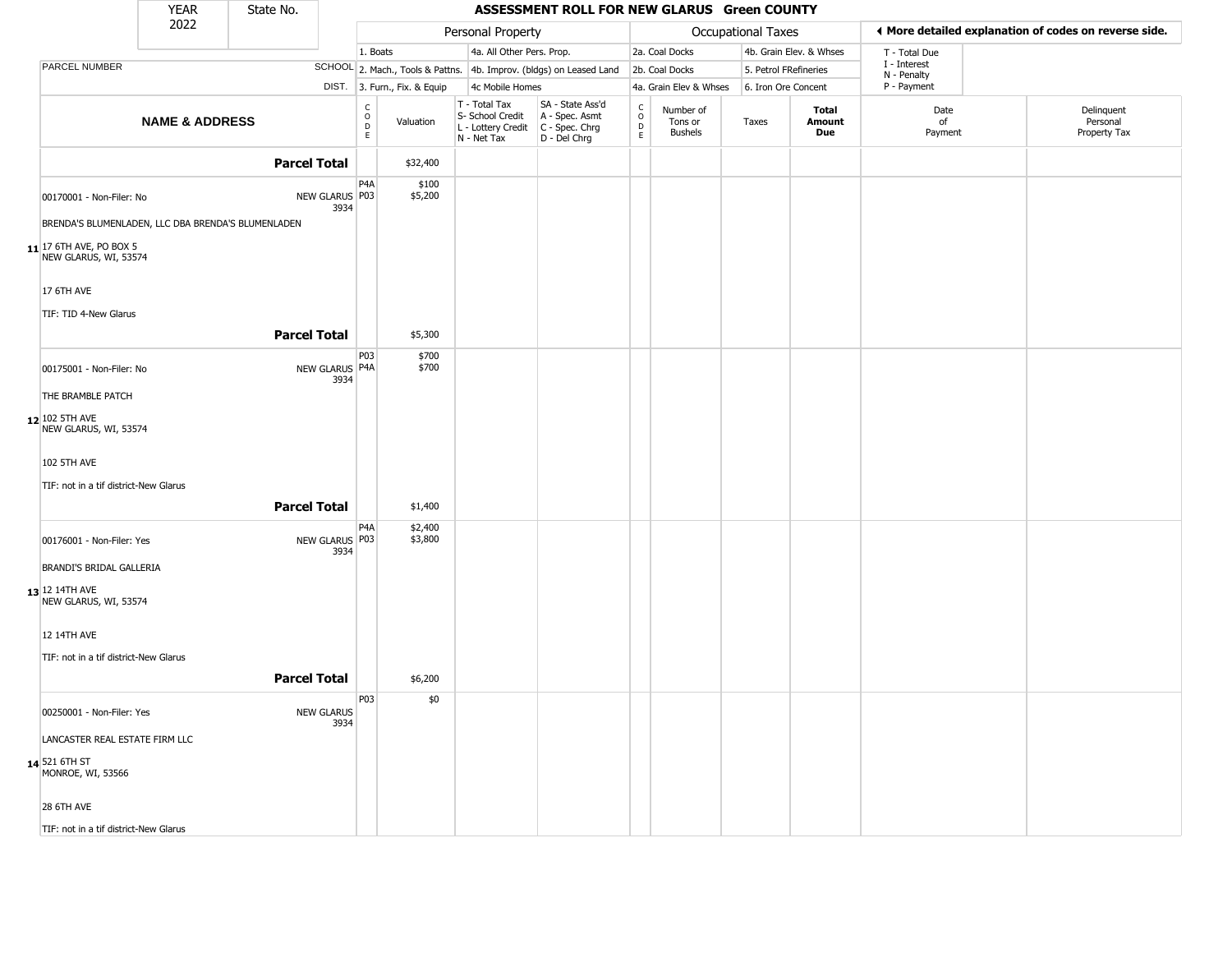# ASSESSMENT ROLL FOR NEW GLARUS Green COUNTY

| YEAR | State No. |
|---|---|
| 2022 | |

| | | Personal Property | | | | Occupational Taxes | | | | ◄ More detailed explanation of codes on reverse side. | |
|---|---|---|---|---|---|---|---|---|---|---|---|
| | | 1. Boats | | 4a. All Other Pers. Prop. | | 2a. Coal Docks | | 4b. Grain Elev. & Whses | | T - Total Due | |
| PARCEL NUMBER | SCHOOL | 2. Mach., Tools & Pattns. | | 4b. Improv. (bldgs) on Leased Land | | 2b. Coal Docks | | 5. Petrol FRefineries | | I - Interest<br>N - Penalty | |
| | DIST. | 3. Furn., Fix. & Equip | | 4c Mobile Homes | | 4a. Grain Elev & Whses | | 6. Iron Ore Concent | | P - Payment | |
| **NAME & ADDRESS** | | CODE | Valuation | T - Total Tax<br>S- School Credit<br>L - Lottery Credit<br>N - Net Tax | SA - State Ass'd<br>A - Spec. Asmt<br>C - Spec. Chrg<br>D - Del Chrg | CODE | Number of Tons or Bushels | Taxes | **Total Amount Due** | Date of Payment | Delinquent Personal Property Tax |
| **Parcel Total** | | | $32,400 | | | | | | | | |
| **11** 00170001 - Non-Filer: No<br>BRENDA'S BLUMENLADEN, LLC DBA BRENDA'S BLUMENLADEN<br>17 6TH AVE, PO BOX 5<br>NEW GLARUS, WI, 53574<br>17 6TH AVE<br>TIF: TID 4-New Glarus | NEW GLARUS 3934 | P4A<br>P03 | $100<br>$5,200 | | | | | | | | |
| **Parcel Total** | | | $5,300 | | | | | | | | |
| **12** 00175001 - Non-Filer: No<br>THE BRAMBLE PATCH<br>102 5TH AVE<br>NEW GLARUS, WI, 53574<br>102 5TH AVE<br>TIF: not in a tif district-New Glarus | NEW GLARUS 3934 | P03<br>P4A | $700<br>$700 | | | | | | | | |
| **Parcel Total** | | | $1,400 | | | | | | | | |
| **13** 00176001 - Non-Filer: Yes<br>BRANDI'S BRIDAL GALLERIA<br>12 14TH AVE<br>NEW GLARUS, WI, 53574<br>12 14TH AVE<br>TIF: not in a tif district-New Glarus | NEW GLARUS 3934 | P4A<br>P03 | $2,400<br>$3,800 | | | | | | | | |
| **Parcel Total** | | | $6,200 | | | | | | | | |
| **14** 00250001 - Non-Filer: Yes<br>LANCASTER REAL ESTATE FIRM LLC<br>521 6TH ST<br>MONROE, WI, 53566<br>28 6TH AVE<br>TIF: not in a tif district-New Glarus | NEW GLARUS 3934 | P03 | $0 | | | | | | | | |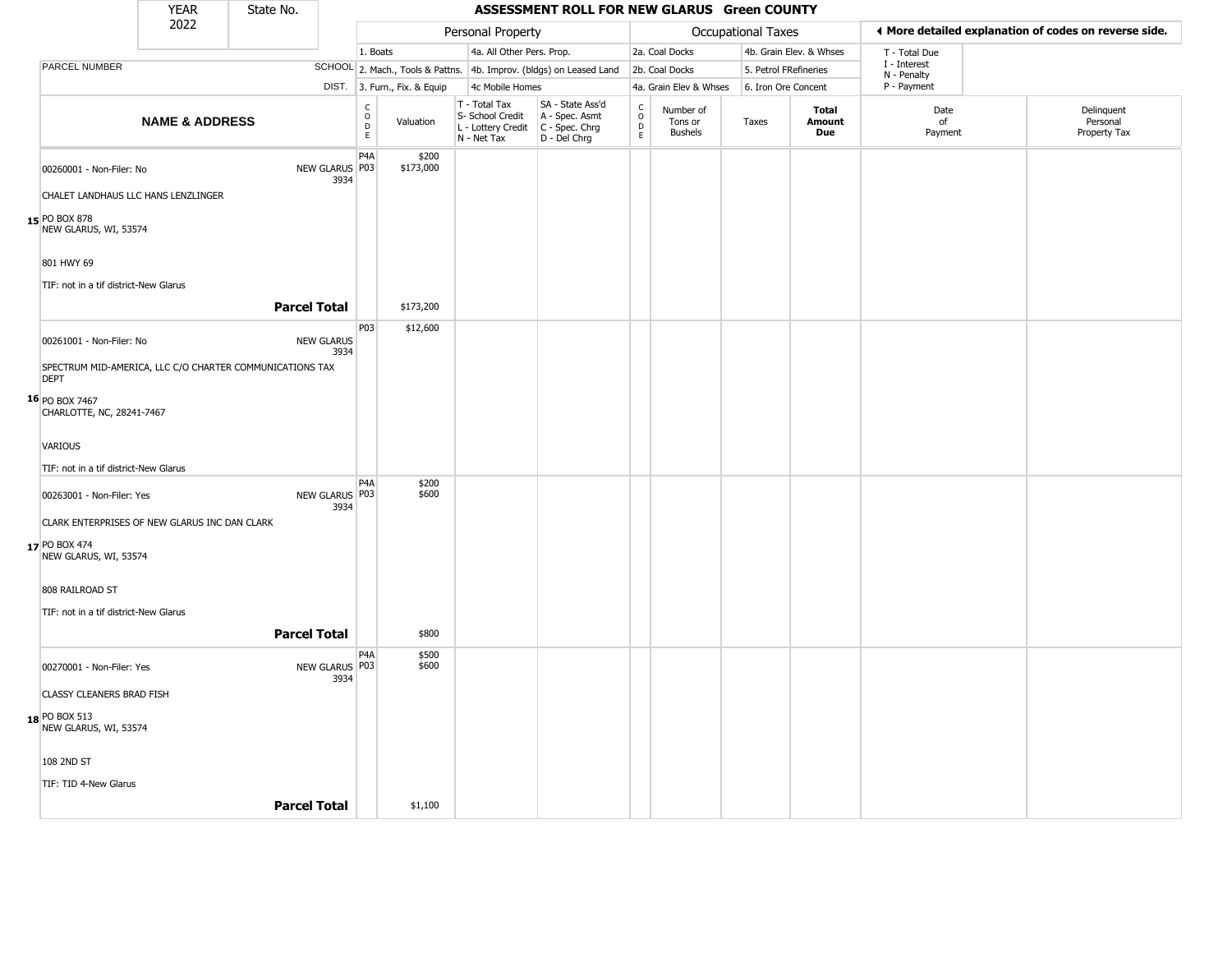| YEAR 2022 | State No. | ASSESSMENT ROLL FOR NEW GLARUS Green COUNTY |
|---|---|---|

| | | Personal Property | | | | Occupational Taxes | | | | ◀ More detailed explanation of codes on reverse side. | |
|---|---|---|---|---|---|---|---|---|---|---|---|
| | | 1. Boats | | 4a. All Other Pers. Prop. | | 2a. Coal Docks | | 4b. Grain Elev. & Whses | | T - Total Due | |
| PARCEL NUMBER | SCHOOL | 2. Mach., Tools & Pattns. | | 4b. Improv. (bldgs) on Leased Land | | 2b. Coal Docks | | 5. Petrol FRefineries | | I - Interest N - Penalty | |
| | DIST. | 3. Furn., Fix. & Equip | | 4c Mobile Homes | | 4a. Grain Elev & Whses | | 6. Iron Ore Concent | | P - Payment | |

| | NAME & ADDRESS | SCHOOL DIST. | CODE | Valuation | T - Total Tax S- School Credit L - Lottery Credit N - Net Tax | SA - State Ass'd A - Spec. Asmt C - Spec. Chrg D - Del Chrg | CODE | Number of Tons or Bushels | Taxes | Total Amount Due | Date of Payment | Delinquent Personal Property Tax |
|---|---|---|---|---|---|---|---|---|---|---|---|---|
| 15 | 00260001 - Non-Filer: No<br>CHALET LANDHAUS LLC HANS LENZLINGER<br>PO BOX 878<br>NEW GLARUS, WI, 53574<br>801 HWY 69<br>TIF: not in a tif district-New Glarus | NEW GLARUS 3934 | P4A<br>P03 | $200<br>$173,000 | | | | | | | | |
| | **Parcel Total** | | | $173,200 | | | | | | | | |
| 16 | 00261001 - Non-Filer: No<br>SPECTRUM MID-AMERICA, LLC C/O CHARTER COMMUNICATIONS TAX DEPT<br>PO BOX 7467<br>CHARLOTTE, NC, 28241-7467<br>VARIOUS<br>TIF: not in a tif district-New Glarus | NEW GLARUS 3934 | P03 | $12,600 | | | | | | | | |
| 17 | 00263001 - Non-Filer: Yes<br>CLARK ENTERPRISES OF NEW GLARUS INC DAN CLARK<br>PO BOX 474<br>NEW GLARUS, WI, 53574<br>808 RAILROAD ST<br>TIF: not in a tif district-New Glarus | NEW GLARUS 3934 | P4A<br>P03 | $200<br>$600 | | | | | | | | |
| | **Parcel Total** | | | $800 | | | | | | | | |
| 18 | 00270001 - Non-Filer: Yes<br>CLASSY CLEANERS BRAD FISH<br>PO BOX 513<br>NEW GLARUS, WI, 53574<br>108 2ND ST<br>TIF: TID 4-New Glarus | NEW GLARUS 3934 | P4A<br>P03 | $500<br>$600 | | | | | | | | |
| | **Parcel Total** | | | $1,100 | | | | | | | | |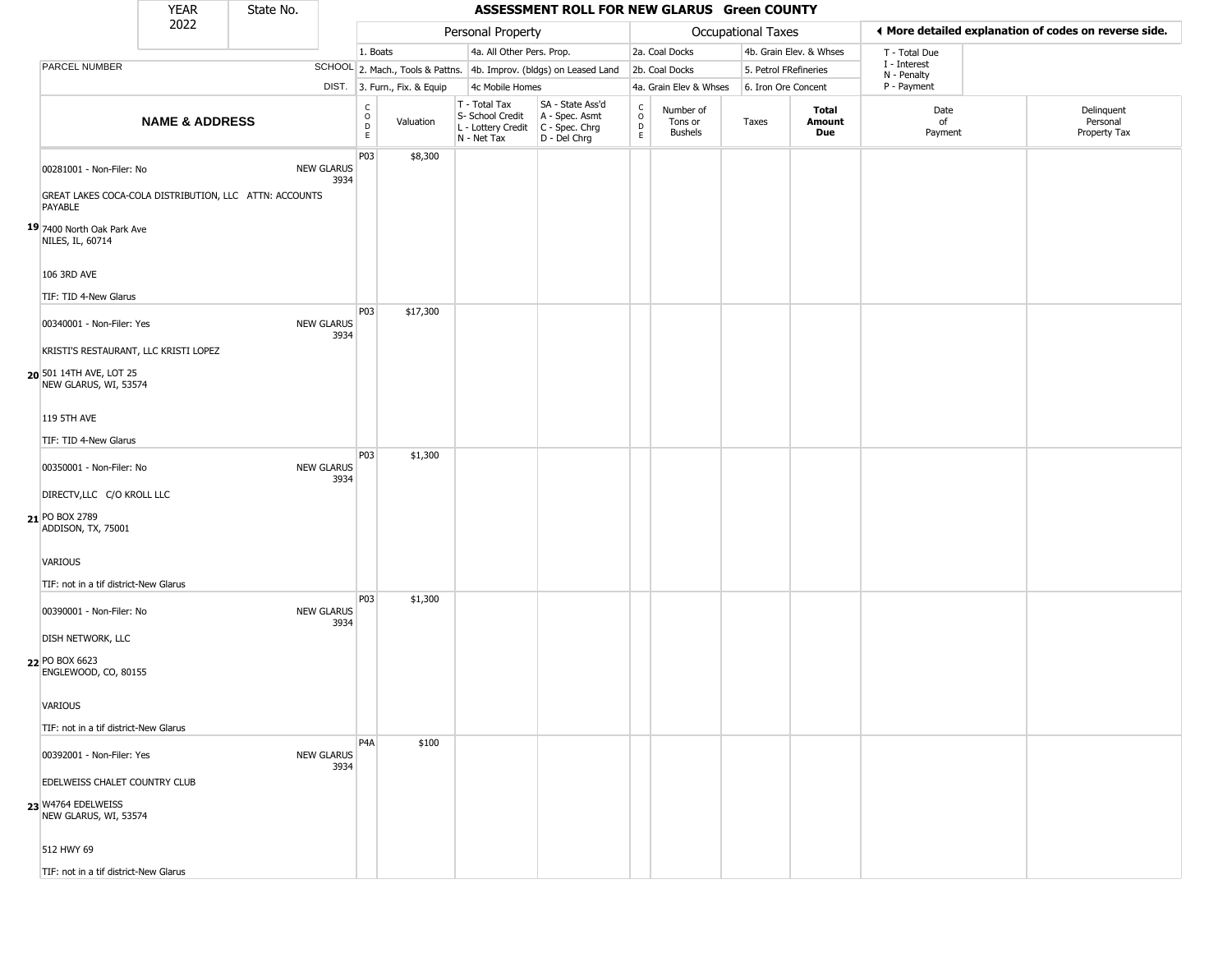| YEAR 2022 | State No. | | ASSESSMENT ROLL FOR NEW GLARUS Green COUNTY | | | | | | | | | | |
|---|---|---|---|---|---|---|---|---|---|---|---|---|---|

| | | Personal Property | | | | Occupational Taxes | | | | ◄ More detailed explanation of codes on reverse side. | |
|---|---|---|---|---|---|---|---|---|---|---|---|
| | | 1. Boats | | 4a. All Other Pers. Prop. | | 2a. Coal Docks | | 4b. Grain Elev. & Whses | | T - Total Due | |
| PARCEL NUMBER | SCHOOL | 2. Mach., Tools & Pattns. | | 4b. Improv. (bldgs) on Leased Land | | 2b. Coal Docks | | 5. Petrol FRefineries | | I - Interest N - Penalty | |
| | DIST. | 3. Furn., Fix. & Equip | | 4c Mobile Homes | | 4a. Grain Elev & Whses | | 6. Iron Ore Concent | | P - Payment | |

| NAME & ADDRESS | | CODE | Valuation | T - Total Tax S- School Credit L - Lottery Credit N - Net Tax | SA - State Ass'd A - Spec. Asmt C - Spec. Chrg D - Del Chrg | CODE | Number of Tons or Bushels | Taxes | Total Amount Due | Date of Payment | Delinquent Personal Property Tax |
|---|---|---|---|---|---|---|---|---|---|---|---|
| 19 | 00281001 - Non-Filer: No<br>GREAT LAKES COCA-COLA DISTRIBUTION, LLC ATTN: ACCOUNTS PAYABLE<br>7400 North Oak Park Ave<br>NILES, IL, 60714<br>106 3RD AVE<br>TIF: TID 4-New Glarus — NEW GLARUS 3934 | P03 | $8,300 | | | | | | | | |
| 20 | 00340001 - Non-Filer: Yes<br>KRISTI'S RESTAURANT, LLC KRISTI LOPEZ<br>501 14TH AVE, LOT 25<br>NEW GLARUS, WI, 53574<br>119 5TH AVE<br>TIF: TID 4-New Glarus — NEW GLARUS 3934 | P03 | $17,300 | | | | | | | | |
| 21 | 00350001 - Non-Filer: No<br>DIRECTV,LLC C/O KROLL LLC<br>PO BOX 2789<br>ADDISON, TX, 75001<br>VARIOUS<br>TIF: not in a tif district-New Glarus — NEW GLARUS 3934 | P03 | $1,300 | | | | | | | | |
| 22 | 00390001 - Non-Filer: No<br>DISH NETWORK, LLC<br>PO BOX 6623<br>ENGLEWOOD, CO, 80155<br>VARIOUS<br>TIF: not in a tif district-New Glarus — NEW GLARUS 3934 | P03 | $1,300 | | | | | | | | |
| 23 | 00392001 - Non-Filer: Yes<br>EDELWEISS CHALET COUNTRY CLUB<br>W4764 EDELWEISS<br>NEW GLARUS, WI, 53574<br>512 HWY 69<br>TIF: not in a tif district-New Glarus — NEW GLARUS 3934 | P4A | $100 | | | | | | | | |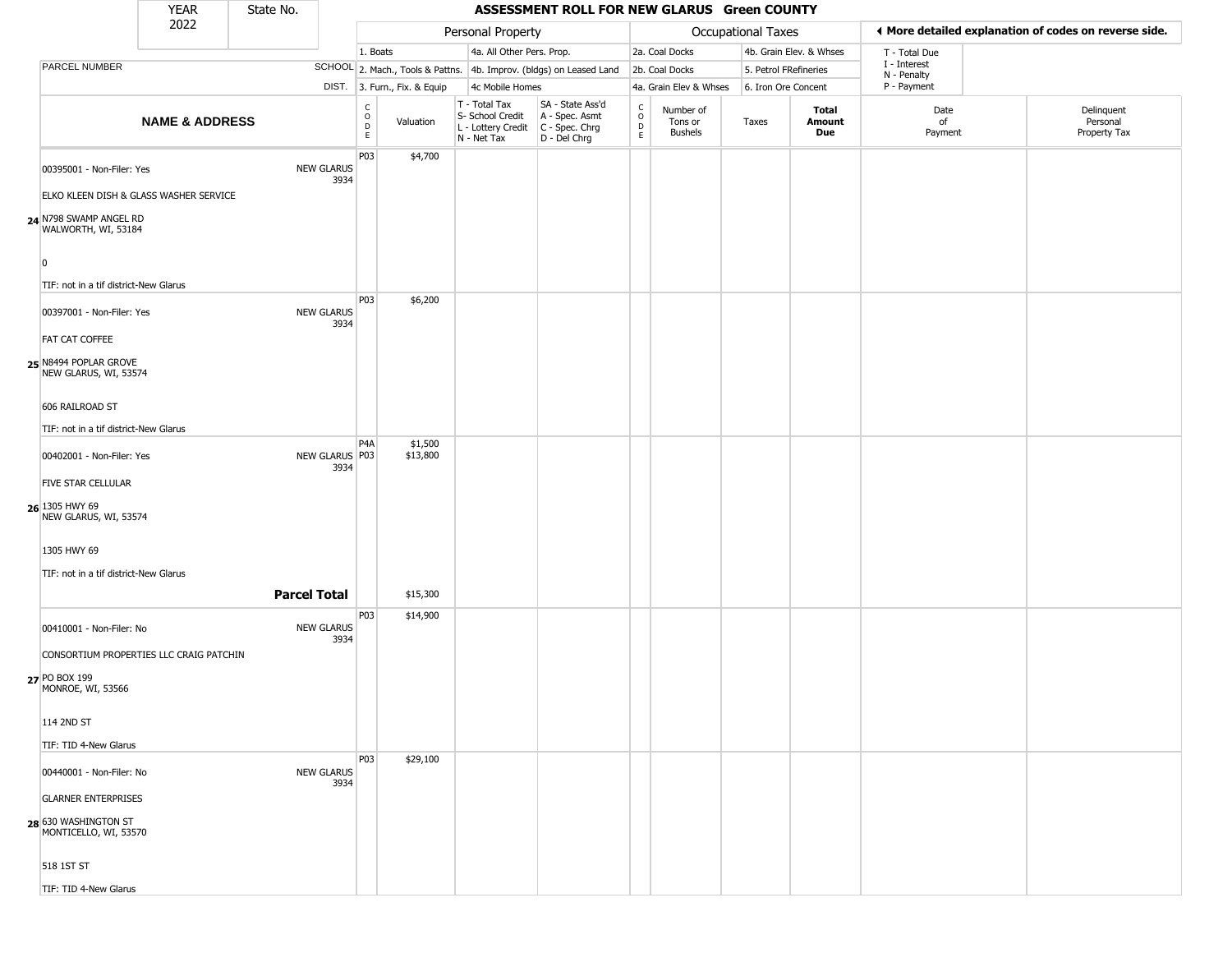| YEAR 2022 | State No. | ASSESSMENT ROLL FOR NEW GLARUS Green COUNTY | | | | | | | | | |
|---|---|---|---|---|---|---|---|---|---|---|---|

| | | Personal Property | | | | | Occupational Taxes | | | | ◄ More detailed explanation of codes on reverse side. | |
|---|---|---|---|---|---|---|---|---|---|---|---|---|
| PARCEL NUMBER | SCHOOL DIST. | 1. Boats<br>2. Mach., Tools & Pattns.<br>3. Furn., Fix. & Equip | | 4a. All Other Pers. Prop.<br>4b. Improv. (bldgs) on Leased Land<br>4c Mobile Homes | | | 2a. Coal Docks<br>2b. Coal Docks<br>4a. Grain Elev & Whses | | 4b. Grain Elev. & Whses<br>5. Petrol FRefineries<br>6. Iron Ore Concent | | T - Total Due<br>I - Interest<br>N - Penalty<br>P - Payment | |
| NAME & ADDRESS | | CODE | Valuation | T - Total Tax<br>S- School Credit<br>L - Lottery Credit<br>N - Net Tax | SA - State Ass'd<br>A - Spec. Asmt<br>C - Spec. Chrg<br>D - Del Chrg | CODE | Number of Tons or Bushels | Taxes | Total Amount Due | Date of Payment | Delinquent Personal Property Tax |
| **24** 00395001 - Non-Filer: Yes<br>ELKO KLEEN DISH & GLASS WASHER SERVICE<br>N798 SWAMP ANGEL RD<br>WALWORTH, WI, 53184<br>0<br>TIF: not in a tif district-New Glarus | NEW GLARUS 3934 | P03 | $4,700 | | | | | | | | |
| **25** 00397001 - Non-Filer: Yes<br>FAT CAT COFFEE<br>N8494 POPLAR GROVE<br>NEW GLARUS, WI, 53574<br>606 RAILROAD ST<br>TIF: not in a tif district-New Glarus | NEW GLARUS 3934 | P03 | $6,200 | | | | | | | | |
| **26** 00402001 - Non-Filer: Yes<br>FIVE STAR CELLULAR<br>1305 HWY 69<br>NEW GLARUS, WI, 53574<br>1305 HWY 69<br>TIF: not in a tif district-New Glarus | NEW GLARUS 3934 | P4A<br>P03 | $1,500<br>$13,800 | | | | | | | | |
| | **Parcel Total** | | $15,300 | | | | | | | | |
| **27** 00410001 - Non-Filer: No<br>CONSORTIUM PROPERTIES LLC CRAIG PATCHIN<br>PO BOX 199<br>MONROE, WI, 53566<br>114 2ND ST<br>TIF: TID 4-New Glarus | NEW GLARUS 3934 | P03 | $14,900 | | | | | | | | |
| **28** 00440001 - Non-Filer: No<br>GLARNER ENTERPRISES<br>630 WASHINGTON ST<br>MONTICELLO, WI, 53570<br>518 1ST ST<br>TIF: TID 4-New Glarus | NEW GLARUS 3934 | P03 | $29,100 | | | | | | | | |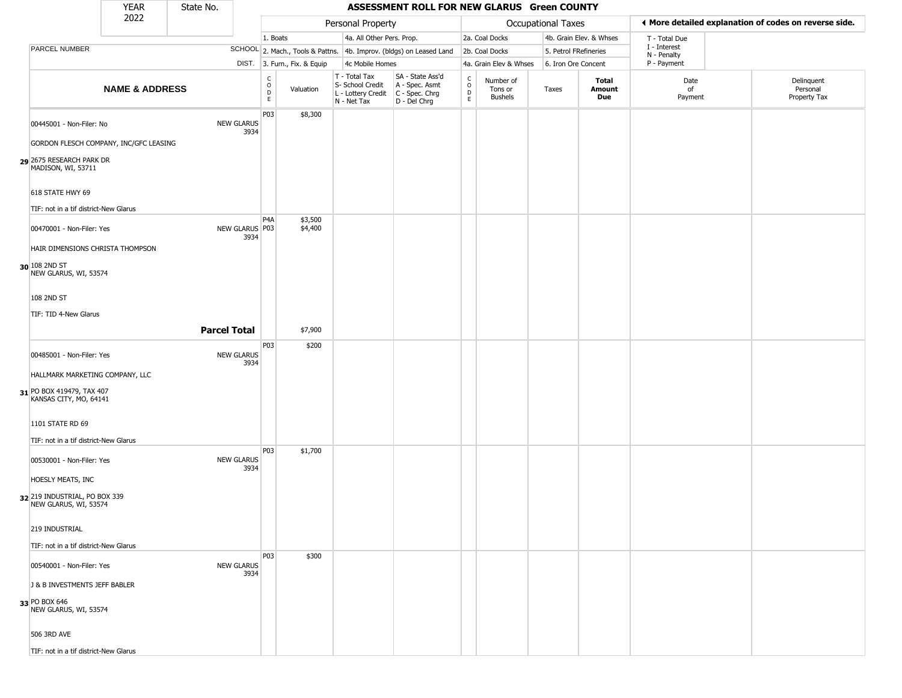| YEAR 2022 | State No. | | | ASSESSMENT ROLL FOR NEW GLARUS Green COUNTY | | | | | | | | |
|---|---|---|---|---|---|---|---|---|---|---|---|---|

| | | Personal Property | | | | Occupational Taxes | | | | ◄ More detailed explanation of codes on reverse side. |
|---|---|---|---|---|---|---|---|---|---|---|
| | | 1. Boats | | 4a. All Other Pers. Prop. | | 2a. Coal Docks | | 4b. Grain Elev. & Whses | | T - Total Due |
| PARCEL NUMBER | SCHOOL | 2. Mach., Tools & Pattns. | | 4b. Improv. (bldgs) on Leased Land | | 2b. Coal Docks | | 5. Petrol FRefineries | | I - Interest N - Penalty |
| | DIST. | 3. Furn., Fix. & Equip | | 4c Mobile Homes | | 4a. Grain Elev & Whses | | 6. Iron Ore Concent | | P - Payment |

| NAME & ADDRESS | | CODE | Valuation | T - Total Tax S- School Credit L - Lottery Credit N - Net Tax | SA - State Ass'd A - Spec. Asmt C - Spec. Chrg D - Del Chrg | CODE | Number of Tons or Bushels | Taxes | Total Amount Due | Date of Payment | Delinquent Personal Property Tax |
|---|---|---|---|---|---|---|---|---|---|---|---|
| 29 00445001 - Non-Filer: No<br>GORDON FLESCH COMPANY, INC/GFC LEASING<br>2675 RESEARCH PARK DR<br>MADISON, WI, 53711<br>618 STATE HWY 69<br>TIF: not in a tif district-New Glarus | NEW GLARUS 3934 | P03 | $8,300 | | | | | | | | |
| 30 00470001 - Non-Filer: Yes<br>HAIR DIMENSIONS CHRISTA THOMPSON<br>108 2ND ST<br>NEW GLARUS, WI, 53574<br>108 2ND ST<br>TIF: TID 4-New Glarus | NEW GLARUS 3934 | P4A<br>P03 | $3,500<br>$4,400 | | | | | | | | |
| | **Parcel Total** | | $7,900 | | | | | | | | |
| 31 00485001 - Non-Filer: Yes<br>HALLMARK MARKETING COMPANY, LLC<br>PO BOX 419479, TAX 407<br>KANSAS CITY, MO, 64141<br>1101 STATE RD 69<br>TIF: not in a tif district-New Glarus | NEW GLARUS 3934 | P03 | $200 | | | | | | | | |
| 32 00530001 - Non-Filer: Yes<br>HOESLY MEATS, INC<br>219 INDUSTRIAL, PO BOX 339<br>NEW GLARUS, WI, 53574<br>219 INDUSTRIAL<br>TIF: not in a tif district-New Glarus | NEW GLARUS 3934 | P03 | $1,700 | | | | | | | | |
| 33 00540001 - Non-Filer: Yes<br>J & B INVESTMENTS JEFF BABLER<br>PO BOX 646<br>NEW GLARUS, WI, 53574<br>506 3RD AVE<br>TIF: not in a tif district-New Glarus | NEW GLARUS 3934 | P03 | $300 | | | | | | | | |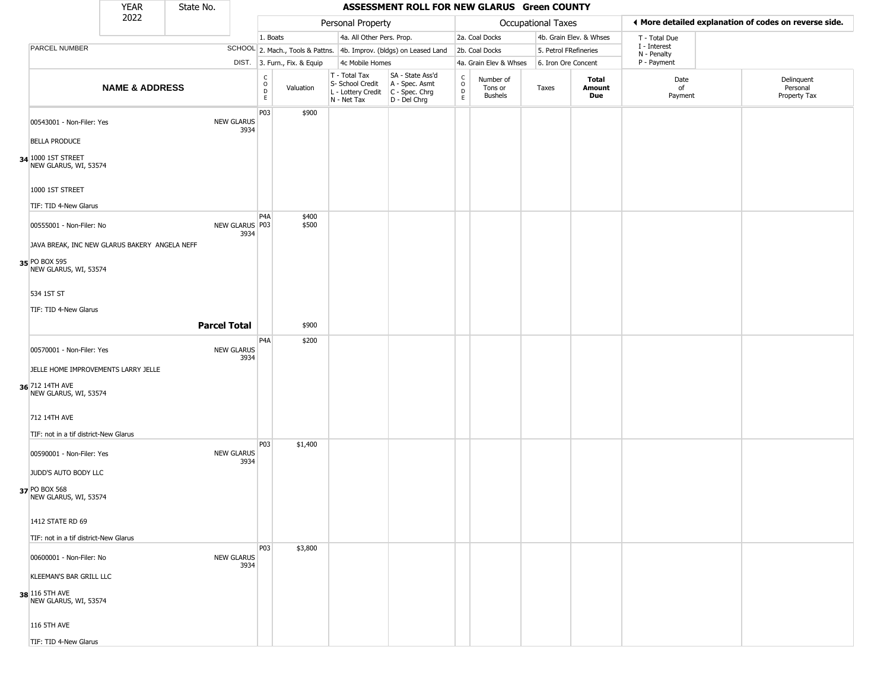| YEAR 2022 | State No. | ASSESSMENT ROLL FOR NEW GLARUS Green COUNTY |
|---|---|---|

| | | Personal Property | | | | Occupational Taxes | | | | ◀ More detailed explanation of codes on reverse side. | |
|---|---|---|---|---|---|---|---|---|---|---|---|
| | | 1. Boats | | 4a. All Other Pers. Prop. | | 2a. Coal Docks | | 4b. Grain Elev. & Whses | | T - Total Due | |
| PARCEL NUMBER | SCHOOL | 2. Mach., Tools & Pattns. | | 4b. Improv. (bldgs) on Leased Land | | 2b. Coal Docks | | 5. Petrol FRefineries | | I - Interest, N - Penalty | |
| | DIST. | 3. Furn., Fix. & Equip | | 4c Mobile Homes | | 4a. Grain Elev & Whses | | 6. Iron Ore Concent | | P - Payment | |

| NAME & ADDRESS | | CODE | Valuation | T - Total Tax, S- School Credit, L - Lottery Credit, N - Net Tax | SA - State Ass'd, A - Spec. Asmt, C - Spec. Chrg, D - Del Chrg | CODE | Number of Tons or Bushels | Taxes | Total Amount Due | Date of Payment | Delinquent Personal Property Tax |
|---|---|---|---|---|---|---|---|---|---|---|---|
| 34 00543001 - Non-Filer: Yes<br>BELLA PRODUCE<br>1000 1ST STREET<br>NEW GLARUS, WI, 53574<br><br>1000 1ST STREET<br>TIF: TID 4-New Glarus | NEW GLARUS 3934 | P03 | $900 | | | | | | | | |
| 35 00555001 - Non-Filer: No<br>JAVA BREAK, INC NEW GLARUS BAKERY ANGELA NEFF<br>PO BOX 595<br>NEW GLARUS, WI, 53574<br><br>534 1ST ST<br>TIF: TID 4-New Glarus | NEW GLARUS 3934 | P4A<br>P03 | $400<br>$500 | | | | | | | | |
| | **Parcel Total** | | $900 | | | | | | | | |
| 36 00570001 - Non-Filer: Yes<br>JELLE HOME IMPROVEMENTS LARRY JELLE<br>712 14TH AVE<br>NEW GLARUS, WI, 53574<br><br>712 14TH AVE<br>TIF: not in a tif district-New Glarus | NEW GLARUS 3934 | P4A | $200 | | | | | | | | |
| 37 00590001 - Non-Filer: Yes<br>JUDD'S AUTO BODY LLC<br>PO BOX 568<br>NEW GLARUS, WI, 53574<br><br>1412 STATE RD 69<br>TIF: not in a tif district-New Glarus | NEW GLARUS 3934 | P03 | $1,400 | | | | | | | | |
| 38 00600001 - Non-Filer: No<br>KLEEMAN'S BAR GRILL LLC<br>116 5TH AVE<br>NEW GLARUS, WI, 53574<br><br>116 5TH AVE<br>TIF: TID 4-New Glarus | NEW GLARUS 3934 | P03 | $3,800 | | | | | | | | |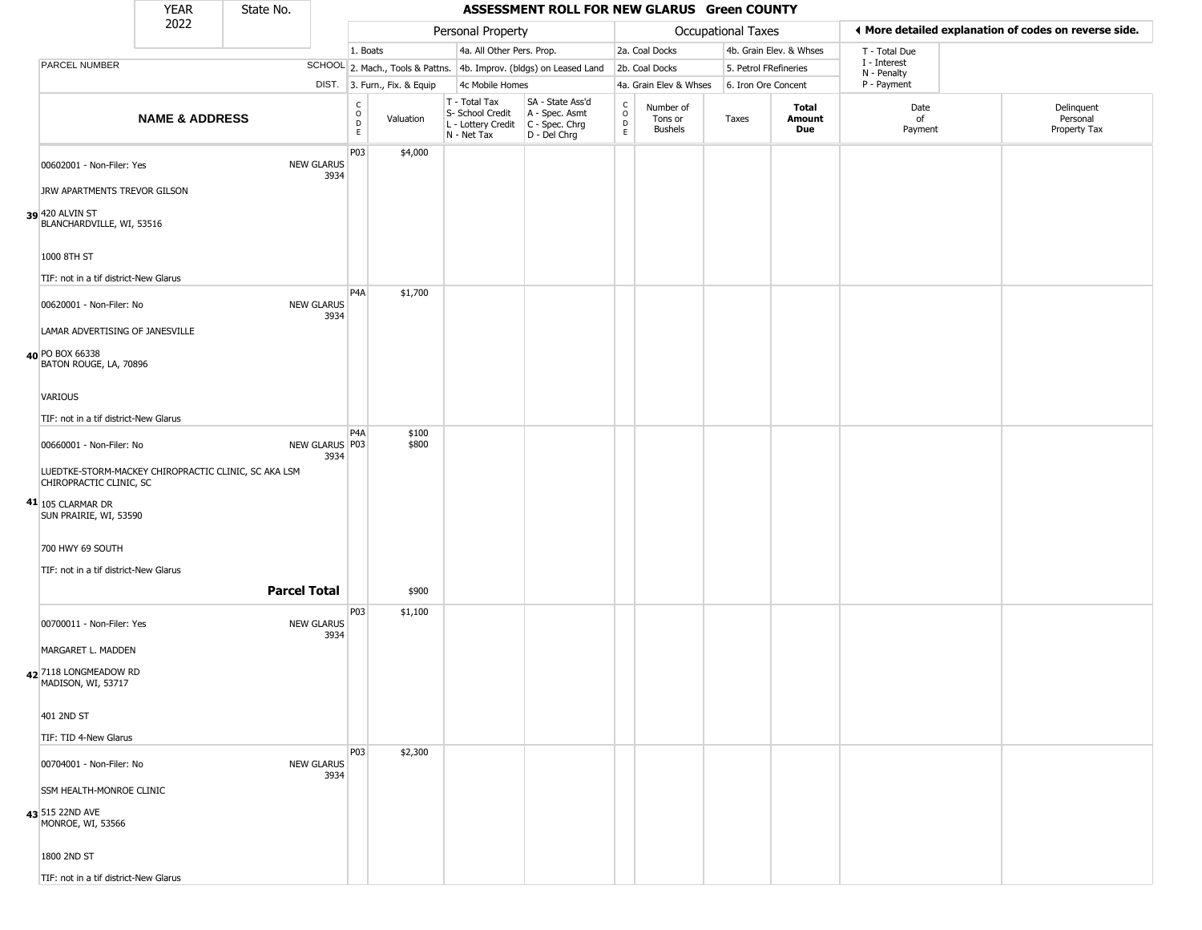YEAR 2022 | State No.

# ASSESSMENT ROLL FOR NEW GLARUS Green COUNTY

| | | Personal Property | | | | Occupational Taxes | | | | ◀ More detailed explanation of codes on reverse side. | |
|---|---|---|---|---|---|---|---|---|---|---|---|
| PARCEL NUMBER | SCHOOL DIST. | 1. Boats<br>2. Mach., Tools & Pattns.<br>3. Furn., Fix. & Equip | | 4a. All Other Pers. Prop.<br>4b. Improv. (bldgs) on Leased Land<br>4c Mobile Homes | | 2a. Coal Docks<br>2b. Coal Docks<br>4a. Grain Elev & Whses | | 4b. Grain Elev. & Whses<br>5. Petrol FRefineries<br>6. Iron Ore Concent | | T - Total Due<br>I - Interest<br>N - Penalty<br>P - Payment | |
| **NAME & ADDRESS** | | CODE | Valuation | T - Total Tax<br>S- School Credit<br>L - Lottery Credit<br>N - Net Tax | SA - State Ass'd<br>A - Spec. Asmt<br>C - Spec. Chrg<br>D - Del Chrg | CODE | Number of Tons or Bushels | Taxes | **Total Amount Due** | Date of Payment | Delinquent Personal Property Tax |
| **39** 00602001 - Non-Filer: Yes<br>JRW APARTMENTS TREVOR GILSON<br>420 ALVIN ST<br>BLANCHARDVILLE, WI, 53516<br>1000 8TH ST<br>TIF: not in a tif district-New Glarus | NEW GLARUS 3934 | P03 | $4,000 | | | | | | | | |
| **40** 00620001 - Non-Filer: No<br>LAMAR ADVERTISING OF JANESVILLE<br>PO BOX 66338<br>BATON ROUGE, LA, 70896<br>VARIOUS<br>TIF: not in a tif district-New Glarus | NEW GLARUS 3934 | P4A | $1,700 | | | | | | | | |
| **41** 00660001 - Non-Filer: No<br>LUEDTKE-STORM-MACKEY CHIROPRACTIC CLINIC, SC AKA LSM CHIROPRACTIC CLINIC, SC<br>105 CLARMAR DR<br>SUN PRAIRIE, WI, 53590<br>700 HWY 69 SOUTH<br>TIF: not in a tif district-New Glarus | NEW GLARUS 3934 | P4A<br>P03 | $100<br>$800 | | | | | | | | |
| **Parcel Total** | | | $900 | | | | | | | | |
| **42** 00700011 - Non-Filer: Yes<br>MARGARET L. MADDEN<br>7118 LONGMEADOW RD<br>MADISON, WI, 53717<br>401 2ND ST<br>TIF: TID 4-New Glarus | NEW GLARUS 3934 | P03 | $1,100 | | | | | | | | |
| **43** 00704001 - Non-Filer: No<br>SSM HEALTH-MONROE CLINIC<br>515 22ND AVE<br>MONROE, WI, 53566<br>1800 2ND ST<br>TIF: not in a tif district-New Glarus | NEW GLARUS 3934 | P03 | $2,300 | | | | | | | | |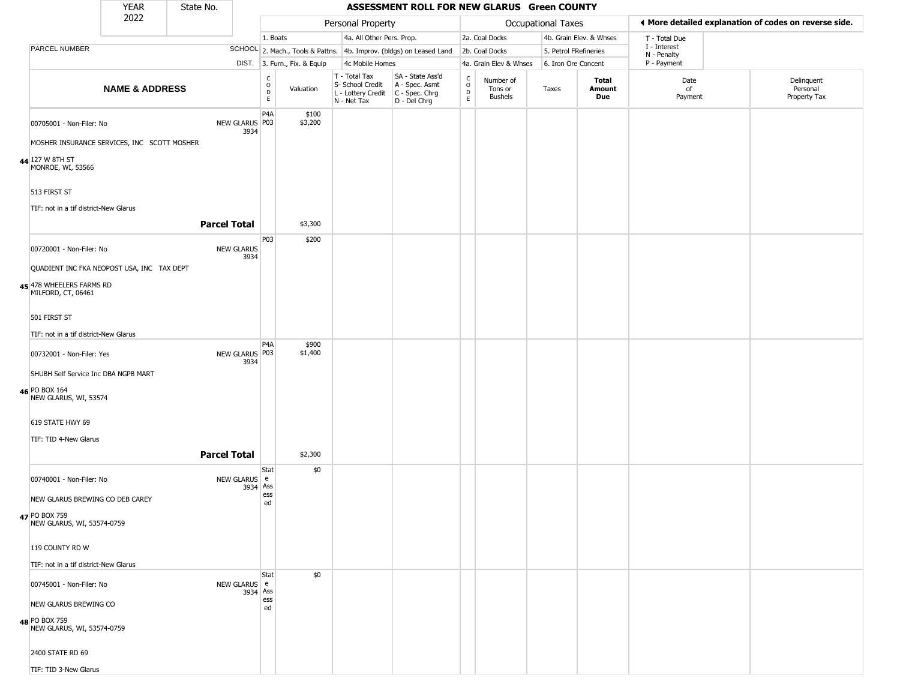# ASSESSMENT ROLL FOR NEW GLARUS Green COUNTY

| YEAR | State No. |
|---|---|
| 2022 | |

| | | Personal Property | | | | Occupational Taxes | | | | ◀ More detailed explanation of codes on reverse side. | |
|---|---|---|---|---|---|---|---|---|---|---|---|
| | | 1. Boats | | 4a. All Other Pers. Prop. | | 2a. Coal Docks | | 4b. Grain Elev. & Whses | | T - Total Due | |
| PARCEL NUMBER | SCHOOL | 2. Mach., Tools & Pattns. | | 4b. Improv. (bldgs) on Leased Land | | 2b. Coal Docks | | 5. Petrol FRefineries | | I - Interest N - Penalty | |
| | DIST. | 3. Furn., Fix. & Equip | | 4c Mobile Homes | | 4a. Grain Elev & Whses | | 6. Iron Ore Concent | | P - Payment | |
| **NAME & ADDRESS** | | CODE | Valuation | T - Total Tax S- School Credit L - Lottery Credit N - Net Tax | SA - State Ass'd A - Spec. Asmt C - Spec. Chrg D - Del Chrg | CODE | Number of Tons or Bushels | Taxes | **Total Amount Due** | Date of Payment | Delinquent Personal Property Tax |
| 00705001 - Non-Filer: No | NEW GLARUS 3934 | P4A P03 | $100 $3,200 | | | | | | | | |
| MOSHER INSURANCE SERVICES, INC SCOTT MOSHER | | | | | | | | | | | |
| 44 127 W 8TH ST MONROE, WI, 53566 | | | | | | | | | | | |
| 513 FIRST ST | | | | | | | | | | | |
| TIF: not in a tif district-New Glarus | | | | | | | | | | | |
| | **Parcel Total** | | $3,300 | | | | | | | | |
| 00720001 - Non-Filer: No | NEW GLARUS 3934 | P03 | $200 | | | | | | | | |
| QUADIENT INC FKA NEOPOST USA, INC TAX DEPT | | | | | | | | | | | |
| 45 478 WHEELERS FARMS RD MILFORD, CT, 06461 | | | | | | | | | | | |
| 501 FIRST ST | | | | | | | | | | | |
| TIF: not in a tif district-New Glarus | | | | | | | | | | | |
| 00732001 - Non-Filer: Yes | NEW GLARUS 3934 | P4A P03 | $900 $1,400 | | | | | | | | |
| SHUBH Self Service Inc DBA NGPB MART | | | | | | | | | | | |
| 46 PO BOX 164 NEW GLARUS, WI, 53574 | | | | | | | | | | | |
| 619 STATE HWY 69 | | | | | | | | | | | |
| TIF: TID 4-New Glarus | | | | | | | | | | | |
| | **Parcel Total** | | $2,300 | | | | | | | | |
| 00740001 - Non-Filer: No | NEW GLARUS 3934 | State Assessed | $0 | | | | | | | | |
| NEW GLARUS BREWING CO DEB CAREY | | | | | | | | | | | |
| 47 PO BOX 759 NEW GLARUS, WI, 53574-0759 | | | | | | | | | | | |
| 119 COUNTY RD W | | | | | | | | | | | |
| TIF: not in a tif district-New Glarus | | | | | | | | | | | |
| 00745001 - Non-Filer: No | NEW GLARUS 3934 | State Assessed | $0 | | | | | | | | |
| NEW GLARUS BREWING CO | | | | | | | | | | | |
| 48 PO BOX 759 NEW GLARUS, WI, 53574-0759 | | | | | | | | | | | |
| 2400 STATE RD 69 | | | | | | | | | | | |
| TIF: TID 3-New Glarus | | | | | | | | | | | |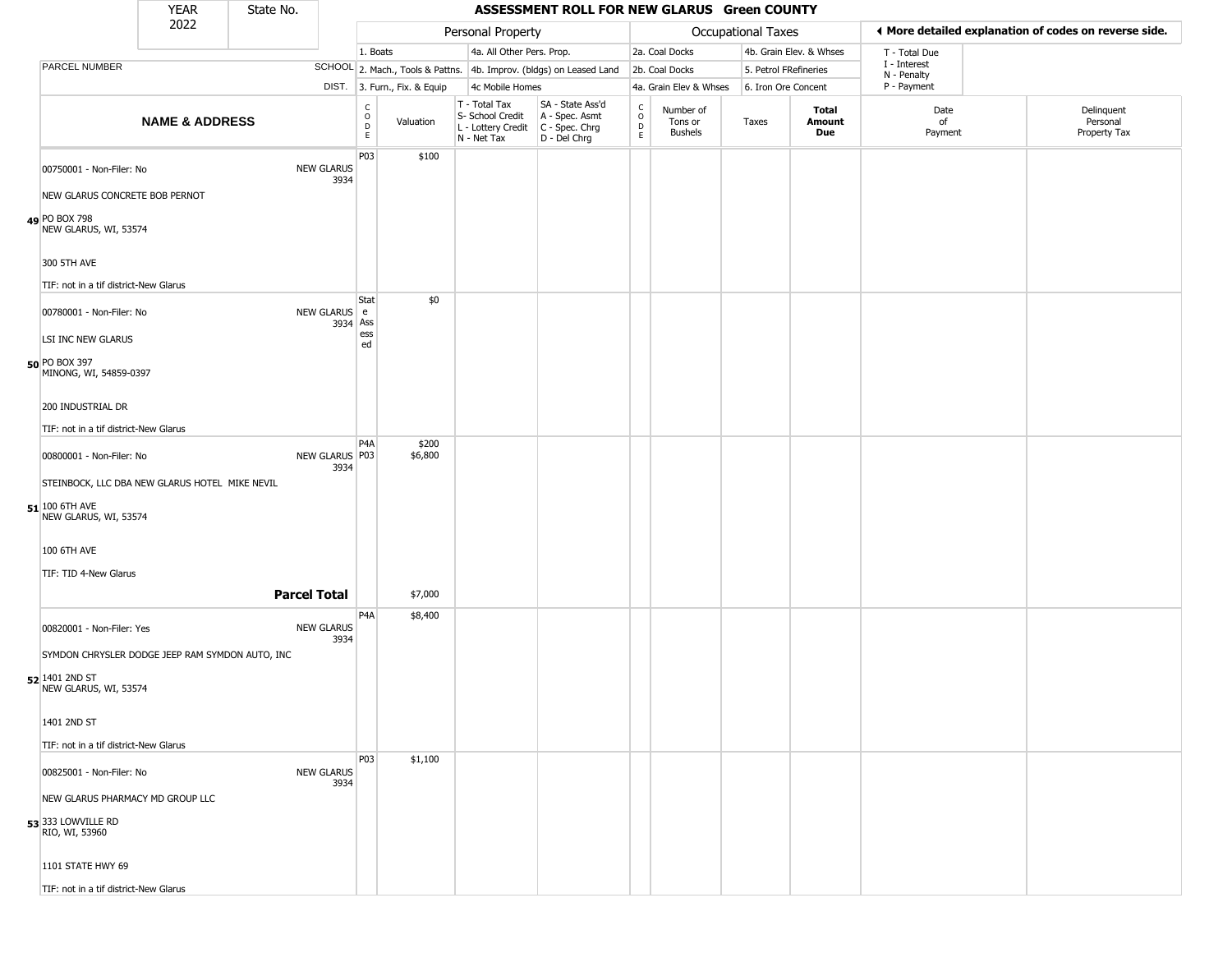# ASSESSMENT ROLL FOR NEW GLARUS Green COUNTY

YEAR 2022 | State No.

◀ More detailed explanation of codes on reverse side.

| PARCEL NUMBER / NAME & ADDRESS | SCHOOL DIST. | CODE | Valuation | T - Total Tax / S- School Credit / L - Lottery Credit / N - Net Tax | SA - State Ass'd / A - Spec. Asmt / C - Spec. Chrg / D - Del Chrg | CODE | Number of Tons or Bushels | Taxes | Total Amount Due | Date of Payment | Delinquent Personal Property Tax |
|---|---|---|---|---|---|---|---|---|---|---|---|
| | | Personal Property: 1. Boats; 2. Mach., Tools & Pattns.; 3. Furn., Fix. & Equip; 4a. All Other Pers. Prop.; 4b. Improv. (bldgs) on Leased Land; 4c Mobile Homes | | | | Occupational Taxes: 2a. Coal Docks; 2b. Coal Docks; 4a. Grain Elev & Whses; 4b. Grain Elev. & Whses; 5. Petrol FRefineries; 6. Iron Ore Concent | | | | T - Total Due; I - Interest; N - Penalty; P - Payment | |
| **49** 00750001 - Non-Filer: No<br>NEW GLARUS CONCRETE BOB PERNOT<br>PO BOX 798<br>NEW GLARUS, WI, 53574<br>300 5TH AVE<br>TIF: not in a tif district-New Glarus | NEW GLARUS 3934 | P03 | $100 | | | | | | | | |
| **50** 00780001 - Non-Filer: No<br>LSI INC NEW GLARUS<br>PO BOX 397<br>MINONG, WI, 54859-0397<br>200 INDUSTRIAL DR<br>TIF: not in a tif district-New Glarus | NEW GLARUS 3934 | State Assessed | $0 | | | | | | | | |
| **51** 00800001 - Non-Filer: No<br>STEINBOCK, LLC DBA NEW GLARUS HOTEL MIKE NEVIL<br>100 6TH AVE<br>NEW GLARUS, WI, 53574<br>100 6TH AVE<br>TIF: TID 4-New Glarus | NEW GLARUS 3934 | P4A<br>P03 | $200<br>$6,800 | | | | | | | | |
| **Parcel Total** | | | $7,000 | | | | | | | | |
| **52** 00820001 - Non-Filer: Yes<br>SYMDON CHRYSLER DODGE JEEP RAM SYMDON AUTO, INC<br>1401 2ND ST<br>NEW GLARUS, WI, 53574<br>1401 2ND ST<br>TIF: not in a tif district-New Glarus | NEW GLARUS 3934 | P4A | $8,400 | | | | | | | | |
| **53** 00825001 - Non-Filer: No<br>NEW GLARUS PHARMACY MD GROUP LLC<br>333 LOWVILLE RD<br>RIO, WI, 53960<br>1101 STATE HWY 69<br>TIF: not in a tif district-New Glarus | NEW GLARUS 3934 | P03 | $1,100 | | | | | | | | |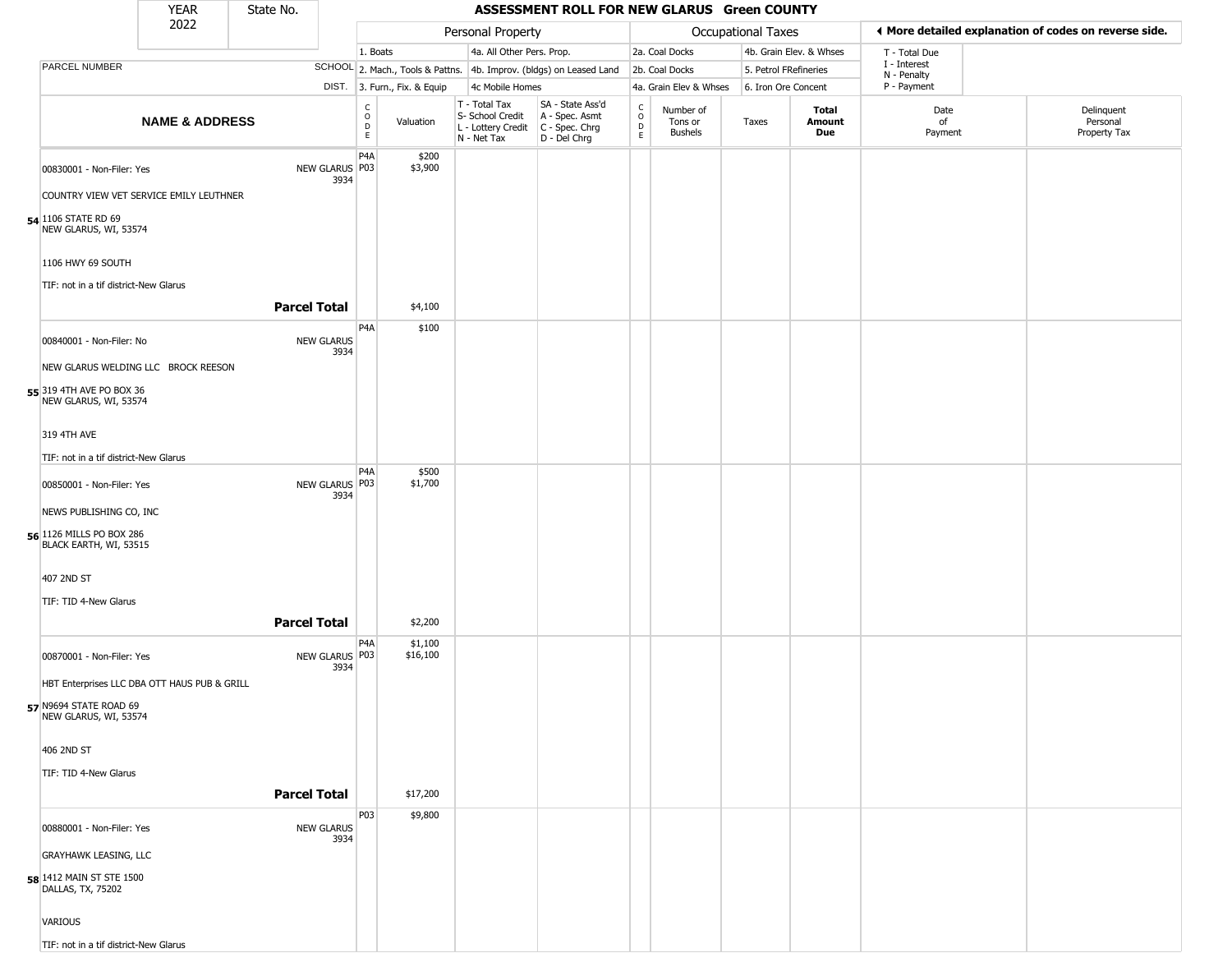| YEAR 2022 | State No. | ASSESSMENT ROLL FOR NEW GLARUS Green COUNTY |
|---|---|---|

| | | Personal Property | | | | Occupational Taxes | | | | ◄ More detailed explanation of codes on reverse side. | |
|---|---|---|---|---|---|---|---|---|---|---|---|
| PARCEL NUMBER | SCHOOL DIST. | 1. Boats<br>2. Mach., Tools & Pattns.<br>3. Furn., Fix. & Equip | | 4a. All Other Pers. Prop.<br>4b. Improv. (bldgs) on Leased Land<br>4c Mobile Homes | | 2a. Coal Docks<br>2b. Coal Docks<br>4a. Grain Elev & Whses | | 4b. Grain Elev. & Whses<br>5. Petrol FRefineries<br>6. Iron Ore Concent | | T - Total Due<br>I - Interest<br>N - Penalty<br>P - Payment | |
| **NAME & ADDRESS** | | CODE | Valuation | T - Total Tax<br>S- School Credit<br>L - Lottery Credit<br>N - Net Tax | SA - State Ass'd<br>A - Spec. Asmt<br>C - Spec. Chrg<br>D - Del Chrg | CODE | Number of Tons or Bushels | Taxes | **Total Amount Due** | Date of Payment | Delinquent Personal Property Tax |
| 00830001 - Non-Filer: Yes<br>COUNTRY VIEW VET SERVICE EMILY LEUTHNER<br>54 1106 STATE RD 69<br>NEW GLARUS, WI, 53574<br>1106 HWY 69 SOUTH<br>TIF: not in a tif district-New Glarus | NEW GLARUS 3934 | P4A<br>P03 | $200<br>$3,900 | | | | | | | | |
| **Parcel Total** | | | $4,100 | | | | | | | | |
| 00840001 - Non-Filer: No<br>NEW GLARUS WELDING LLC BROCK REESON<br>55 319 4TH AVE PO BOX 36<br>NEW GLARUS, WI, 53574<br>319 4TH AVE<br>TIF: not in a tif district-New Glarus | NEW GLARUS 3934 | P4A | $100 | | | | | | | | |
| 00850001 - Non-Filer: Yes<br>NEWS PUBLISHING CO, INC<br>56 1126 MILLS PO BOX 286<br>BLACK EARTH, WI, 53515<br>407 2ND ST<br>TIF: TID 4-New Glarus | NEW GLARUS 3934 | P4A<br>P03 | $500<br>$1,700 | | | | | | | | |
| **Parcel Total** | | | $2,200 | | | | | | | | |
| 00870001 - Non-Filer: Yes<br>HBT Enterprises LLC DBA OTT HAUS PUB & GRILL<br>57 N9694 STATE ROAD 69<br>NEW GLARUS, WI, 53574<br>406 2ND ST<br>TIF: TID 4-New Glarus | NEW GLARUS 3934 | P4A<br>P03 | $1,100<br>$16,100 | | | | | | | | |
| **Parcel Total** | | | $17,200 | | | | | | | | |
| 00880001 - Non-Filer: Yes<br>GRAYHAWK LEASING, LLC<br>58 1412 MAIN ST STE 1500<br>DALLAS, TX, 75202<br>VARIOUS<br>TIF: not in a tif district-New Glarus | NEW GLARUS 3934 | P03 | $9,800 | | | | | | | | |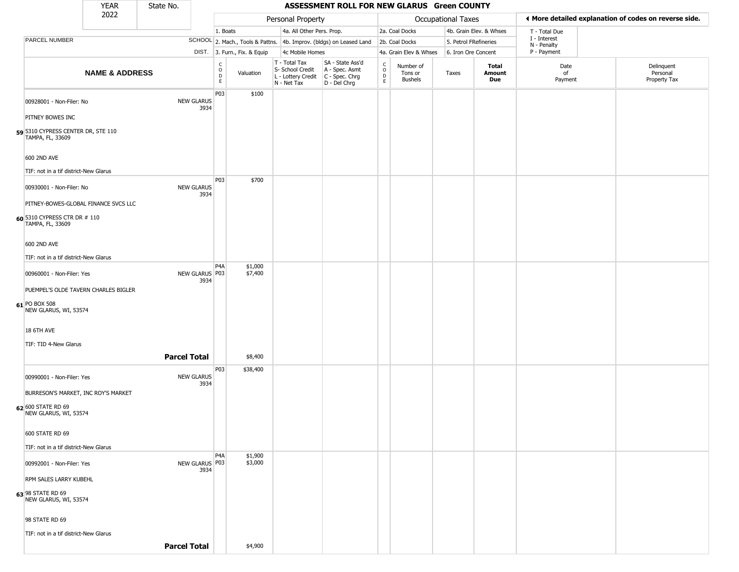| YEAR 2022 | State No. | ASSESSMENT ROLL FOR NEW GLARUS Green COUNTY |
|---|---|---|

| | | Personal Property | | | | Occupational Taxes | | | | ◄ More detailed explanation of codes on reverse side. | |
|---|---|---|---|---|---|---|---|---|---|---|---|
| PARCEL NUMBER | SCHOOL DIST. | 1. Boats<br>2. Mach., Tools & Pattns.<br>3. Furn., Fix. & Equip | | 4a. All Other Pers. Prop.<br>4b. Improv. (bldgs) on Leased Land<br>4c Mobile Homes | | 2a. Coal Docks<br>2b. Coal Docks<br>4a. Grain Elev & Whses | | 4b. Grain Elev. & Whses<br>5. Petrol FRefineries<br>6. Iron Ore Concent | | T - Total Due<br>I - Interest<br>N - Penalty<br>P - Payment | |
| **NAME & ADDRESS** | | CODE | Valuation | T - Total Tax<br>S- School Credit<br>L - Lottery Credit<br>N - Net Tax | SA - State Ass'd<br>A - Spec. Asmt<br>C - Spec. Chrg<br>D - Del Chrg | CODE | Number of Tons or Bushels | Taxes | **Total Amount Due** | Date of Payment | Delinquent Personal Property Tax |
| 59 00928001 - Non-Filer: No<br>PITNEY BOWES INC<br>5310 CYPRESS CENTER DR, STE 110<br>TAMPA, FL, 33609<br>600 2ND AVE<br>TIF: not in a tif district-New Glarus | NEW GLARUS 3934 | P03 | $100 | | | | | | | | |
| 60 00930001 - Non-Filer: No<br>PITNEY-BOWES-GLOBAL FINANCE SVCS LLC<br>5310 CYPRESS CTR DR # 110<br>TAMPA, FL, 33609<br>600 2ND AVE<br>TIF: not in a tif district-New Glarus | NEW GLARUS 3934 | P03 | $700 | | | | | | | | |
| 61 00960001 - Non-Filer: Yes<br>PUEMPEL'S OLDE TAVERN CHARLES BIGLER<br>PO BOX 508<br>NEW GLARUS, WI, 53574<br>18 6TH AVE<br>TIF: TID 4-New Glarus | NEW GLARUS 3934 | P4A<br>P03 | $1,000<br>$7,400 | | | | | | | | |
| | **Parcel Total** | | $8,400 | | | | | | | | |
| 62 00990001 - Non-Filer: Yes<br>BURRESON'S MARKET, INC ROY'S MARKET<br>600 STATE RD 69<br>NEW GLARUS, WI, 53574<br>600 STATE RD 69<br>TIF: not in a tif district-New Glarus | NEW GLARUS 3934 | P03 | $38,400 | | | | | | | | |
| 63 00992001 - Non-Filer: Yes<br>RPM SALES LARRY KUBEHL<br>98 STATE RD 69<br>NEW GLARUS, WI, 53574<br>98 STATE RD 69<br>TIF: not in a tif district-New Glarus | NEW GLARUS 3934 | P4A<br>P03 | $1,900<br>$3,000 | | | | | | | | |
| | **Parcel Total** | | $4,900 | | | | | | | | |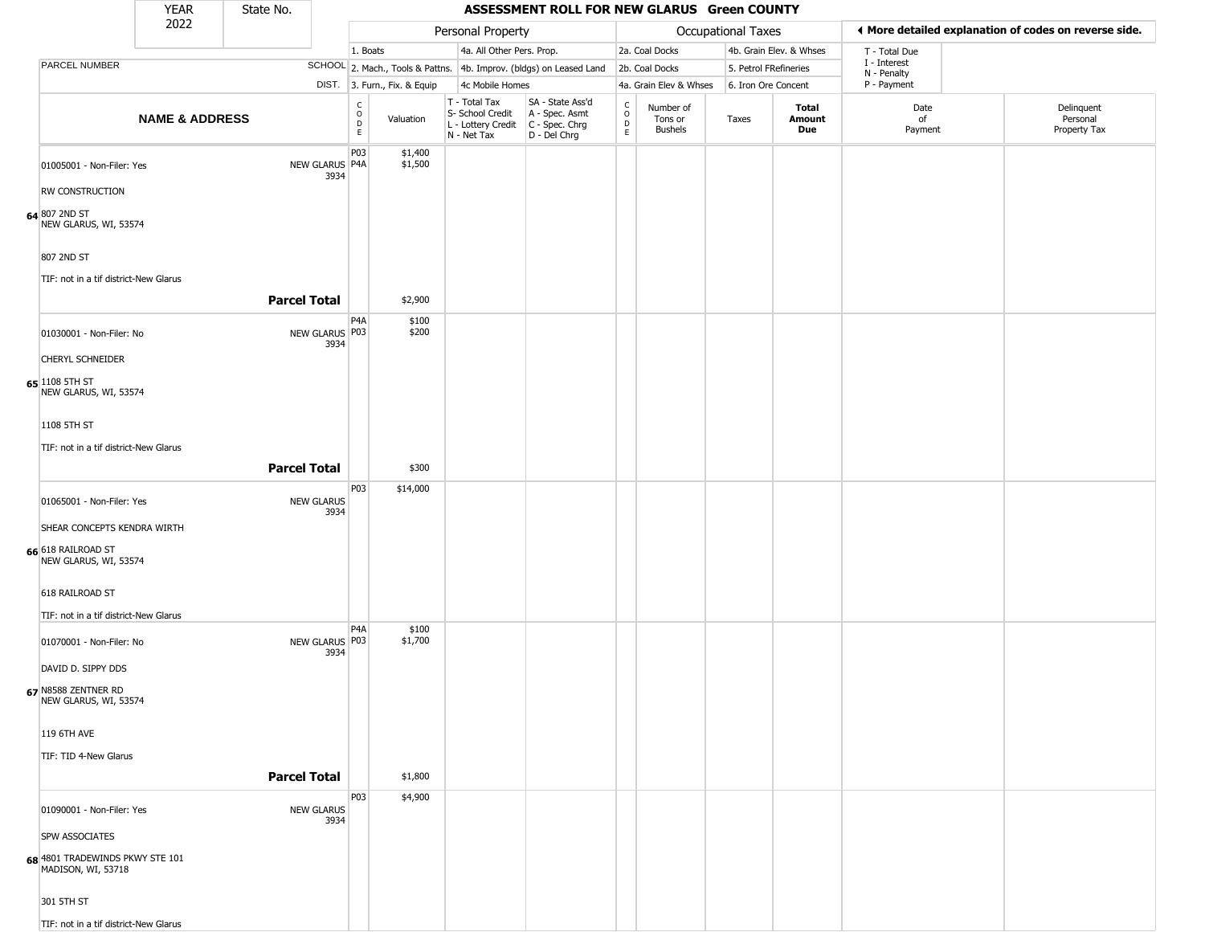| YEAR 2022 | State No. | | | ASSESSMENT ROLL FOR NEW GLARUS Green COUNTY | | | | | | | | |
|---|---|---|---|---|---|---|---|---|---|---|---|---|

| | | Personal Property | | | | Occupational Taxes | | | | ◄ More detailed explanation of codes on reverse side. | | |
|---|---|---|---|---|---|---|---|---|---|---|---|---|
| | | 1. Boats | | 4a. All Other Pers. Prop. | | 2a. Coal Docks | | 4b. Grain Elev. & Whses | | T - Total Due | | |
| PARCEL NUMBER | SCHOOL | 2. Mach., Tools & Pattns. | | 4b. Improv. (bldgs) on Leased Land | | 2b. Coal Docks | | 5. Petrol FRefineries | | I - Interest<br>N - Penalty | | |
| | DIST. | 3. Furn., Fix. & Equip | | 4c Mobile Homes | | 4a. Grain Elev & Whses | | 6. Iron Ore Concent | | P - Payment | | |
| **NAME & ADDRESS** | | CODE | Valuation | T - Total Tax<br>S- School Credit<br>L - Lottery Credit<br>N - Net Tax | SA - State Ass'd<br>A - Spec. Asmt<br>C - Spec. Chrg<br>D - Del Chrg | CODE | Number of Tons or Bushels | Taxes | **Total Amount Due** | Date of Payment | Delinquent Personal Property Tax | |
| 64 01005001 - Non-Filer: Yes<br>RW CONSTRUCTION<br>807 2ND ST<br>NEW GLARUS, WI, 53574<br>807 2ND ST<br>TIF: not in a tif district-New Glarus | NEW GLARUS 3934 | P03<br>P4A | $1,400<br>$1,500 | | | | | | | | | |
| **Parcel Total** | | | $2,900 | | | | | | | | | |
| 65 01030001 - Non-Filer: No<br>CHERYL SCHNEIDER<br>1108 5TH ST<br>NEW GLARUS, WI, 53574<br>1108 5TH ST<br>TIF: not in a tif district-New Glarus | NEW GLARUS 3934 | P4A<br>P03 | $100<br>$200 | | | | | | | | | |
| **Parcel Total** | | | $300 | | | | | | | | | |
| 66 01065001 - Non-Filer: Yes<br>SHEAR CONCEPTS KENDRA WIRTH<br>618 RAILROAD ST<br>NEW GLARUS, WI, 53574<br>618 RAILROAD ST<br>TIF: not in a tif district-New Glarus | NEW GLARUS 3934 | P03 | $14,000 | | | | | | | | | |
| 67 01070001 - Non-Filer: No<br>DAVID D. SIPPY DDS<br>N8588 ZENTNER RD<br>NEW GLARUS, WI, 53574<br>119 6TH AVE<br>TIF: TID 4-New Glarus | NEW GLARUS 3934 | P4A<br>P03 | $100<br>$1,700 | | | | | | | | | |
| **Parcel Total** | | | $1,800 | | | | | | | | | |
| 68 01090001 - Non-Filer: Yes<br>SPW ASSOCIATES<br>4801 TRADEWINDS PKWY STE 101<br>MADISON, WI, 53718<br>301 5TH ST<br>TIF: not in a tif district-New Glarus | NEW GLARUS 3934 | P03 | $4,900 | | | | | | | | | |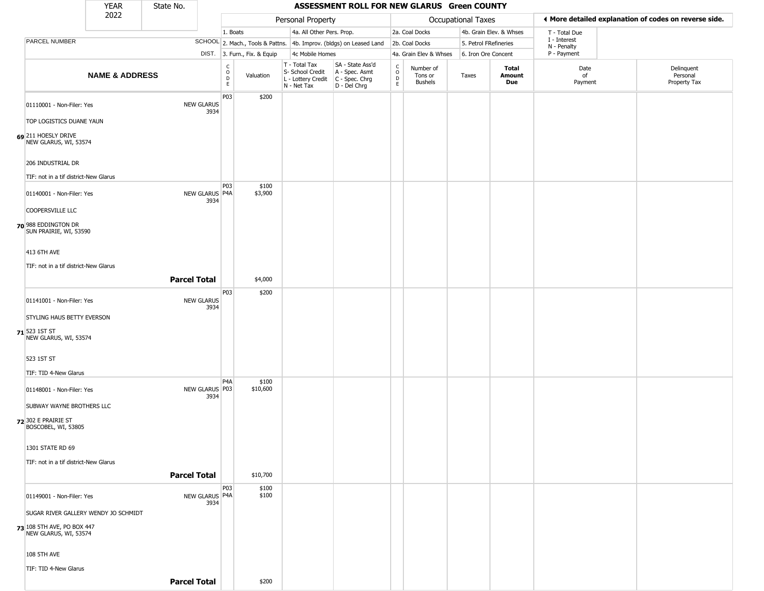# ASSESSMENT ROLL FOR NEW GLARUS Green COUNTY

YEAR 2022 | State No.

| | | Personal Property | | | | Occupational Taxes | | | | ◀ More detailed explanation of codes on reverse side. | |
|---|---|---|---|---|---|---|---|---|---|---|---|
| | | 1. Boats | | 4a. All Other Pers. Prop. | | 2a. Coal Docks | | 4b. Grain Elev. & Whses | | T - Total Due<br>I - Interest<br>N - Penalty<br>P - Payment | |
| PARCEL NUMBER | SCHOOL | 2. Mach., Tools & Pattns. | | 4b. Improv. (bldgs) on Leased Land | | 2b. Coal Docks | | 5. Petrol FRefineries | | | |
| | DIST. | 3. Furn., Fix. & Equip | | 4c Mobile Homes | | 4a. Grain Elev & Whses | | 6. Iron Ore Concent | | | |
| **NAME & ADDRESS** | | CODE | Valuation | T - Total Tax<br>S- School Credit<br>L - Lottery Credit<br>N - Net Tax | SA - State Ass'd<br>A - Spec. Asmt<br>C - Spec. Chrg<br>D - Del Chrg | CODE | Number of Tons or Bushels | Taxes | **Total Amount Due** | Date of Payment | Delinquent Personal Property Tax |
| 69 01110001 - Non-Filer: Yes<br>TOP LOGISTICS DUANE YAUN<br>211 HOESLY DRIVE<br>NEW GLARUS, WI, 53574<br>206 INDUSTRIAL DR<br>TIF: not in a tif district-New Glarus | NEW GLARUS 3934 | P03 | $200 | | | | | | | | |
| 70 01140001 - Non-Filer: Yes<br>COOPERSVILLE LLC<br>988 EDDINGTON DR<br>SUN PRAIRIE, WI, 53590<br>413 6TH AVE<br>TIF: not in a tif district-New Glarus | NEW GLARUS 3934 | P03<br>P4A | $100<br>$3,900 | | | | | | | | |
| | **Parcel Total** | | $4,000 | | | | | | | | |
| 71 01141001 - Non-Filer: Yes<br>STYLING HAUS BETTY EVERSON<br>523 1ST ST<br>NEW GLARUS, WI, 53574<br>523 1ST ST<br>TIF: TID 4-New Glarus | NEW GLARUS 3934 | P03 | $200 | | | | | | | | |
| 72 01148001 - Non-Filer: Yes<br>SUBWAY WAYNE BROTHERS LLC<br>302 E PRAIRIE ST<br>BOSCOBEL, WI, 53805<br>1301 STATE RD 69<br>TIF: not in a tif district-New Glarus | NEW GLARUS 3934 | P4A<br>P03 | $100<br>$10,600 | | | | | | | | |
| | **Parcel Total** | | $10,700 | | | | | | | | |
| 73 01149001 - Non-Filer: Yes<br>SUGAR RIVER GALLERY WENDY JO SCHMIDT<br>108 5TH AVE, PO BOX 447<br>NEW GLARUS, WI, 53574<br>108 5TH AVE<br>TIF: TID 4-New Glarus | NEW GLARUS 3934 | P03<br>P4A | $100<br>$100 | | | | | | | | |
| | **Parcel Total** | | $200 | | | | | | | | |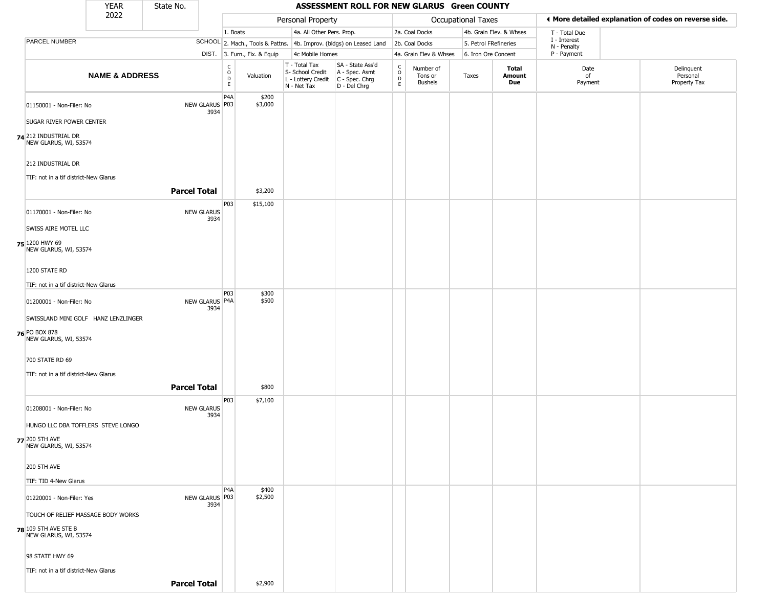| YEAR 2022 | State No. | | |
|---|---|---|---|

# ASSESSMENT ROLL FOR NEW GLARUS Green COUNTY

| Personal Property | | | | Occupational Taxes | | | ◄ More detailed explanation of codes on reverse side. |
|---|---|---|---|---|---|---|---|
| 1. Boats | | 4a. All Other Pers. Prop. | | 2a. Coal Docks | 4b. Grain Elev. & Whses | | T - Total Due |
| 2. Mach., Tools & Pattns. | | 4b. Improv. (bldgs) on Leased Land | | 2b. Coal Docks | 5. Petrol FRefineries | | I - Interest<br>N - Penalty |
| 3. Furn., Fix. & Equip | | 4c Mobile Homes | | 4a. Grain Elev & Whses | 6. Iron Ore Concent | | P - Payment |

| | PARCEL NUMBER / NAME & ADDRESS | SCHOOL DIST. | CODE | Valuation | T - Total Tax<br>S- School Credit<br>L - Lottery Credit<br>N - Net Tax | SA - State Ass'd<br>A - Spec. Asmt<br>C - Spec. Chrg<br>D - Del Chrg | CODE | Number of Tons or Bushels | Taxes | Total Amount Due | Date of Payment | Delinquent Personal Property Tax |
|---|---|---|---|---|---|---|---|---|---|---|---|---|
| 74 | 01150001 - Non-Filer: No<br>SUGAR RIVER POWER CENTER<br>212 INDUSTRIAL DR<br>NEW GLARUS, WI, 53574<br>212 INDUSTRIAL DR<br>TIF: not in a tif district-New Glarus | NEW GLARUS 3934 | P4A<br>P03 | $200<br>$3,000 | | | | | | | | |
| | **Parcel Total** | | | $3,200 | | | | | | | | |
| 75 | 01170001 - Non-Filer: No<br>SWISS AIRE MOTEL LLC<br>1200 HWY 69<br>NEW GLARUS, WI, 53574<br>1200 STATE RD<br>TIF: not in a tif district-New Glarus | NEW GLARUS 3934 | P03 | $15,100 | | | | | | | | |
| 76 | 01200001 - Non-Filer: No<br>SWISSLAND MINI GOLF HANZ LENZLINGER<br>PO BOX 878<br>NEW GLARUS, WI, 53574<br>700 STATE RD 69<br>TIF: not in a tif district-New Glarus | NEW GLARUS 3934 | P03<br>P4A | $300<br>$500 | | | | | | | | |
| | **Parcel Total** | | | $800 | | | | | | | | |
| 77 | 01208001 - Non-Filer: No<br>HUNGO LLC DBA TOFFLERS STEVE LONGO<br>200 5TH AVE<br>NEW GLARUS, WI, 53574<br>200 5TH AVE<br>TIF: TID 4-New Glarus | NEW GLARUS 3934 | P03 | $7,100 | | | | | | | | |
| 78 | 01220001 - Non-Filer: Yes<br>TOUCH OF RELIEF MASSAGE BODY WORKS<br>109 5TH AVE STE B<br>NEW GLARUS, WI, 53574<br>98 STATE HWY 69<br>TIF: not in a tif district-New Glarus | NEW GLARUS 3934 | P4A<br>P03 | $400<br>$2,500 | | | | | | | | |
| | **Parcel Total** | | | $2,900 | | | | | | | | |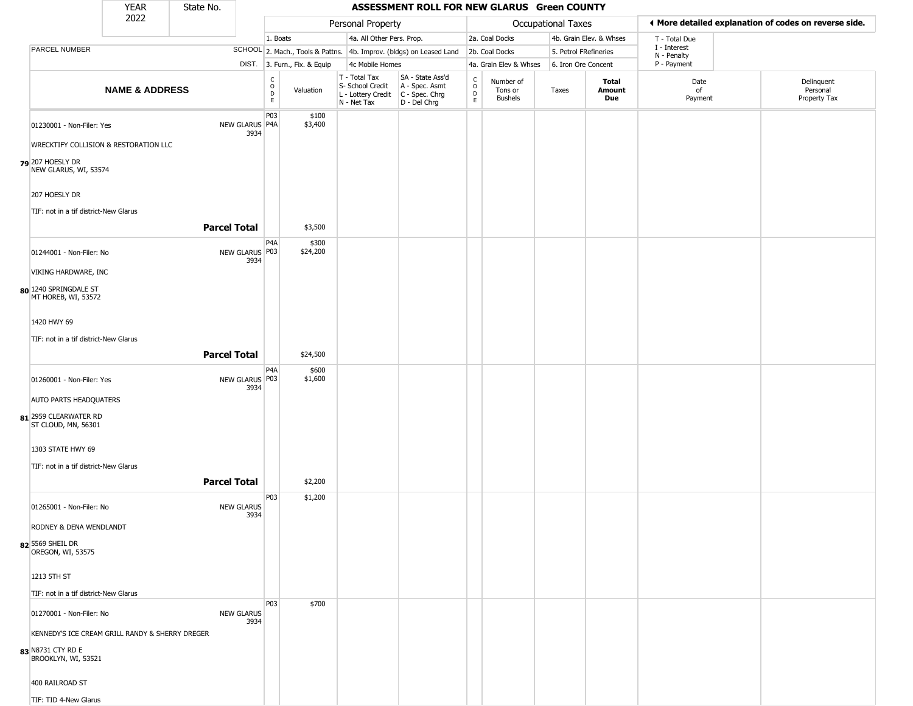# ASSESSMENT ROLL FOR NEW GLARUS Green COUNTY

| YEAR | State No. |
|---|---|
| 2022 | |

| Personal Property | | Occupational Taxes | | |
|---|---|---|---|---|
| 1. Boats | 4a. All Other Pers. Prop. | 2a. Coal Docks | 4b. Grain Elev. & Whses | T - Total Due |
| 2. Mach., Tools & Pattns. | 4b. Improv. (bldgs) on Leased Land | 2b. Coal Docks | 5. Petrol FRefineries | I - Interest |
| 3. Furn., Fix. & Equip | 4c Mobile Homes | 4a. Grain Elev & Whses | 6. Iron Ore Concent | N - Penalty |
| | | | | P - Payment |

◄ More detailed explanation of codes on reverse side.

| | PARCEL NUMBER / NAME & ADDRESS | SCHOOL DIST. | CODE | Valuation | T - Total Tax / S- School Credit / L - Lottery Credit / N - Net Tax | SA - State Ass'd / A - Spec. Asmt / C - Spec. Chrg / D - Del Chrg | CODE | Number of Tons or Bushels | Taxes | Total Amount Due | Date of Payment | Delinquent Personal Property Tax |
|---|---|---|---|---|---|---|---|---|---|---|---|---|
| 79 | 01230001 - Non-Filer: Yes<br>WRECKTIFY COLLISION & RESTORATION LLC<br>207 HOESLY DR<br>NEW GLARUS, WI, 53574<br>207 HOESLY DR<br>TIF: not in a tif district-New Glarus | NEW GLARUS 3934 | P03<br>P4A | $100<br>$3,400 | | | | | | | | |
| | **Parcel Total** | | | $3,500 | | | | | | | | |
| 80 | 01244001 - Non-Filer: No<br>VIKING HARDWARE, INC<br>1240 SPRINGDALE ST<br>MT HOREB, WI, 53572<br>1420 HWY 69<br>TIF: not in a tif district-New Glarus | NEW GLARUS 3934 | P4A<br>P03 | $300<br>$24,200 | | | | | | | | |
| | **Parcel Total** | | | $24,500 | | | | | | | | |
| 81 | 01260001 - Non-Filer: Yes<br>AUTO PARTS HEADQUATERS<br>2959 CLEARWATER RD<br>ST CLOUD, MN, 56301<br>1303 STATE HWY 69<br>TIF: not in a tif district-New Glarus | NEW GLARUS 3934 | P4A<br>P03 | $600<br>$1,600 | | | | | | | | |
| | **Parcel Total** | | | $2,200 | | | | | | | | |
| 82 | 01265001 - Non-Filer: No<br>RODNEY & DENA WENDLANDT<br>5569 SHEIL DR<br>OREGON, WI, 53575<br>1213 5TH ST<br>TIF: not in a tif district-New Glarus | NEW GLARUS 3934 | P03 | $1,200 | | | | | | | | |
| 83 | 01270001 - Non-Filer: No<br>KENNEDY'S ICE CREAM GRILL RANDY & SHERRY DREGER<br>N8731 CTY RD E<br>BROOKLYN, WI, 53521<br>400 RAILROAD ST<br>TIF: TID 4-New Glarus | NEW GLARUS 3934 | P03 | $700 | | | | | | | | |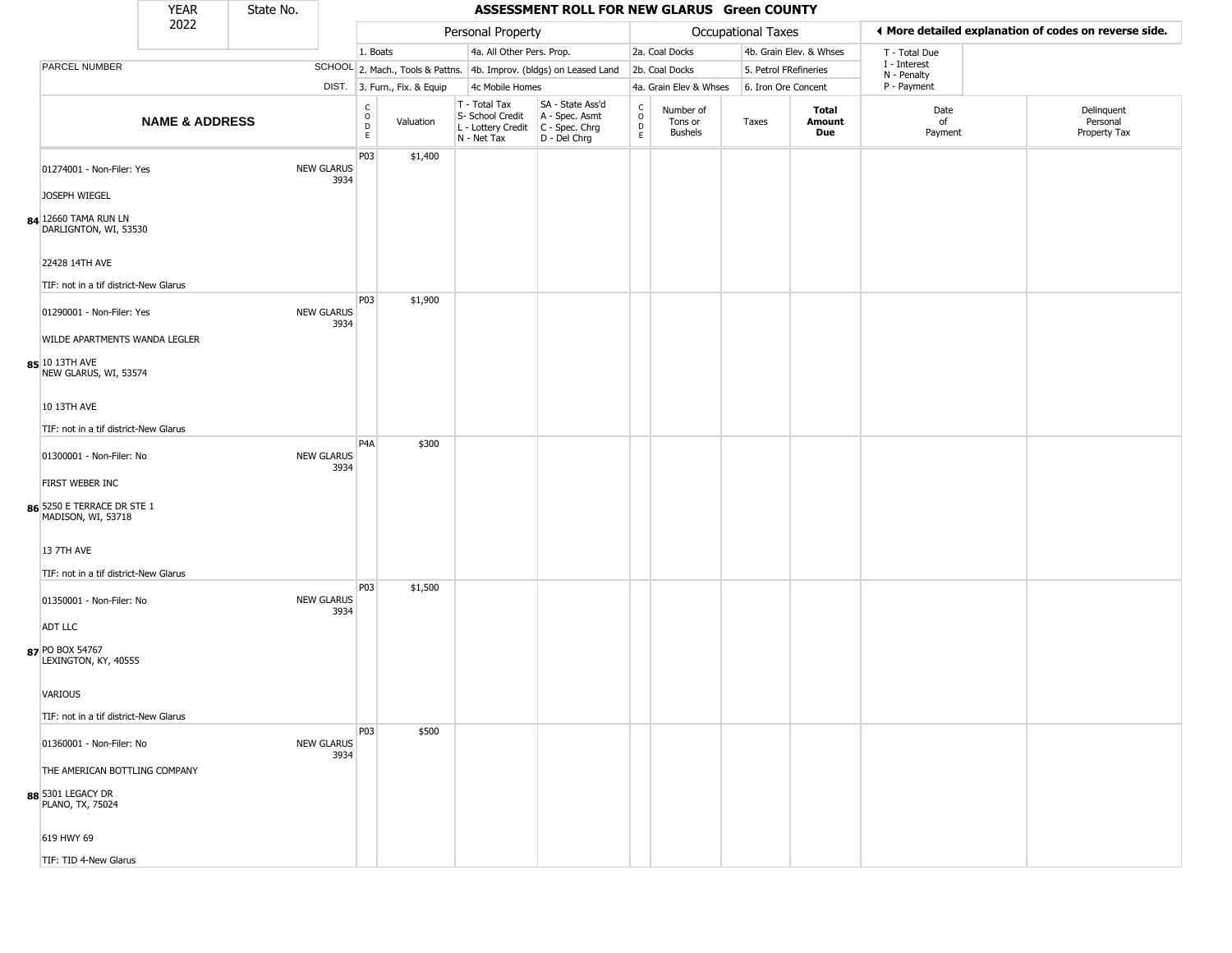| YEAR 2022 | State No. | ASSESSMENT ROLL FOR NEW GLARUS Green COUNTY | | | | | | | | | | |
|---|---|---|---|---|---|---|---|---|---|---|---|---|
| | | Personal Property | | | | | Occupational Taxes | | | | ◄ More detailed explanation of codes on reverse side. | |
| | | 1. Boats | | 4a. All Other Pers. Prop. | | | 2a. Coal Docks | | 4b. Grain Elev. & Whses | | T - Total Due | |
| PARCEL NUMBER | SCHOOL | 2. Mach., Tools & Pattns. | | 4b. Improv. (bldgs) on Leased Land | | | 2b. Coal Docks | | 5. Petrol FRefineries | | I - Interest N - Penalty | |
| | DIST. | 3. Furn., Fix. & Equip | | 4c Mobile Homes | | | 4a. Grain Elev & Whses | | 6. Iron Ore Concent | | P - Payment | |
| NAME & ADDRESS | | CODE | Valuation | T - Total Tax S- School Credit L - Lottery Credit N - Net Tax | SA - State Ass'd A - Spec. Asmt C - Spec. Chrg D - Del Chrg | CODE | Number of Tons or Bushels | Taxes | Total Amount Due | Date of Payment | Delinquent Personal Property Tax | |
| 01274001 - Non-Filer: Yes JOSEPH WIEGEL 84 12660 TAMA RUN LN DARLIGNTON, WI, 53530 22428 14TH AVE TIF: not in a tif district-New Glarus | NEW GLARUS 3934 | P03 | $1,400 | | | | | | | | | |
| 01290001 - Non-Filer: Yes WILDE APARTMENTS WANDA LEGLER 85 10 13TH AVE NEW GLARUS, WI, 53574 10 13TH AVE TIF: not in a tif district-New Glarus | NEW GLARUS 3934 | P03 | $1,900 | | | | | | | | | |
| 01300001 - Non-Filer: No FIRST WEBER INC 86 5250 E TERRACE DR STE 1 MADISON, WI, 53718 13 7TH AVE TIF: not in a tif district-New Glarus | NEW GLARUS 3934 | P4A | $300 | | | | | | | | | |
| 01350001 - Non-Filer: No ADT LLC 87 PO BOX 54767 LEXINGTON, KY, 40555 VARIOUS TIF: not in a tif district-New Glarus | NEW GLARUS 3934 | P03 | $1,500 | | | | | | | | | |
| 01360001 - Non-Filer: No THE AMERICAN BOTTLING COMPANY 88 5301 LEGACY DR PLANO, TX, 75024 619 HWY 69 TIF: TID 4-New Glarus | NEW GLARUS 3934 | P03 | $500 | | | | | | | | | |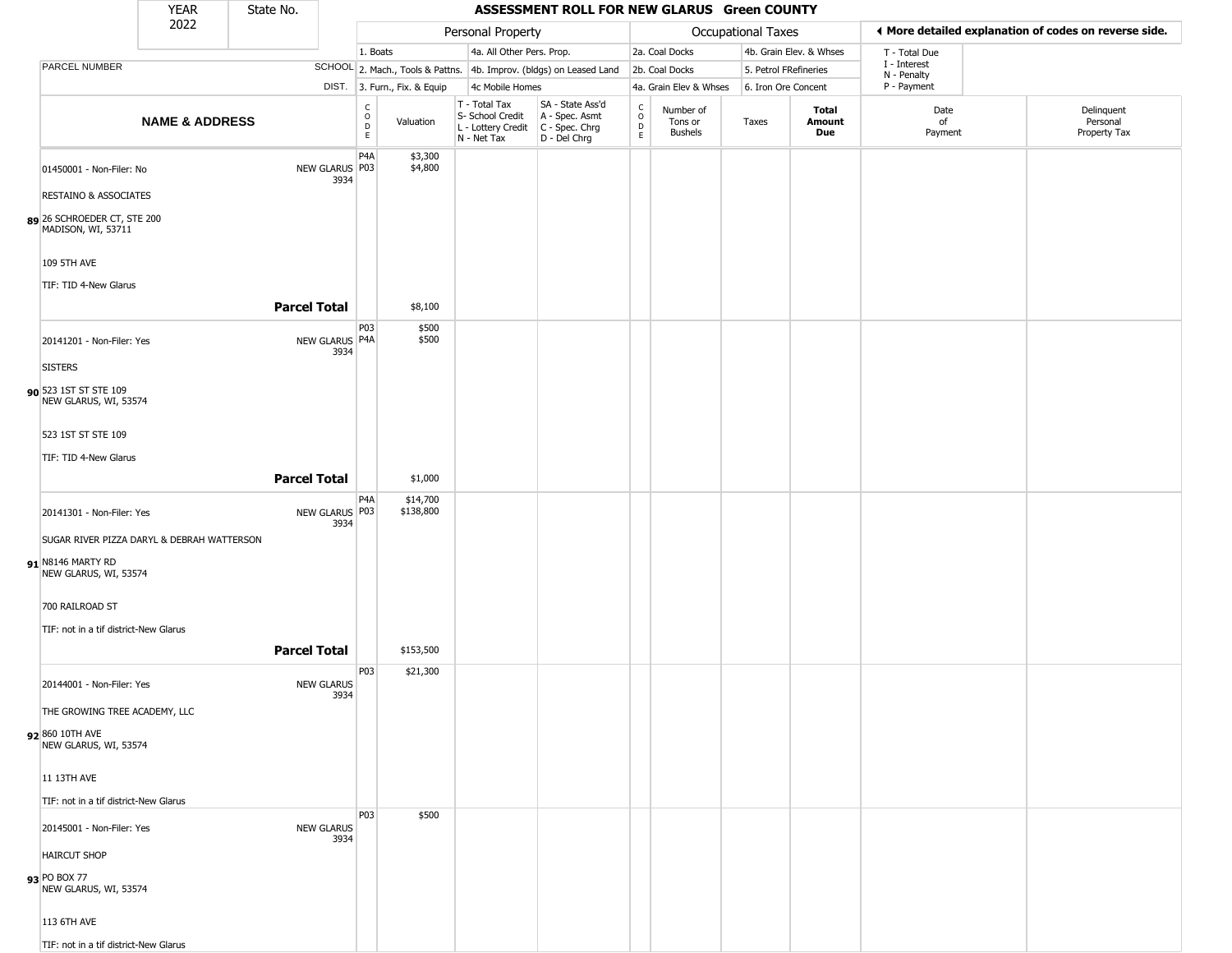# ASSESSMENT ROLL FOR NEW GLARUS Green COUNTY

| YEAR | State No. |
|---|---|
| 2022 | |

| | | Personal Property | | | | Occupational Taxes | | | | ◄ More detailed explanation of codes on reverse side. | |
|---|---|---|---|---|---|---|---|---|---|---|---|
| | | 1. Boats | | 4a. All Other Pers. Prop. | | 2a. Coal Docks | | 4b. Grain Elev. & Whses | | T - Total Due<br>I - Interest<br>N - Penalty<br>P - Payment | |
| PARCEL NUMBER | SCHOOL | 2. Mach., Tools & Pattns. | | 4b. Improv. (bldgs) on Leased Land | | 2b. Coal Docks | | 5. Petrol FRefineries | | | |
| | DIST. | 3. Furn., Fix. & Equip | | 4c Mobile Homes | | 4a. Grain Elev & Whses | | 6. Iron Ore Concent | | | |
| **NAME & ADDRESS** | | CODE | Valuation | T - Total Tax<br>S- School Credit<br>L - Lottery Credit<br>N - Net Tax | SA - State Ass'd<br>A - Spec. Asmt<br>C - Spec. Chrg<br>D - Del Chrg | CODE | Number of Tons or Bushels | Taxes | **Total Amount Due** | Date of Payment | Delinquent Personal Property Tax |
| 01450001 - Non-Filer: No<br>RESTAINO & ASSOCIATES<br>**89** 26 SCHROEDER CT, STE 200<br>MADISON, WI, 53711<br>109 5TH AVE<br>TIF: TID 4-New Glarus | NEW GLARUS 3934 | P4A<br>P03 | $3,300<br>$4,800 | | | | | | | | |
| | **Parcel Total** | | $8,100 | | | | | | | | |
| 20141201 - Non-Filer: Yes<br>SISTERS<br>**90** 523 1ST ST STE 109<br>NEW GLARUS, WI, 53574<br>523 1ST ST STE 109<br>TIF: TID 4-New Glarus | NEW GLARUS 3934 | P03<br>P4A | $500<br>$500 | | | | | | | | |
| | **Parcel Total** | | $1,000 | | | | | | | | |
| 20141301 - Non-Filer: Yes<br>SUGAR RIVER PIZZA DARYL & DEBRAH WATTERSON<br>**91** N8146 MARTY RD<br>NEW GLARUS, WI, 53574<br>700 RAILROAD ST<br>TIF: not in a tif district-New Glarus | NEW GLARUS 3934 | P4A<br>P03 | $14,700<br>$138,800 | | | | | | | | |
| | **Parcel Total** | | $153,500 | | | | | | | | |
| 20144001 - Non-Filer: Yes<br>THE GROWING TREE ACADEMY, LLC<br>**92** 860 10TH AVE<br>NEW GLARUS, WI, 53574<br>11 13TH AVE<br>TIF: not in a tif district-New Glarus | NEW GLARUS 3934 | P03 | $21,300 | | | | | | | | |
| 20145001 - Non-Filer: Yes<br>HAIRCUT SHOP<br>**93** PO BOX 77<br>NEW GLARUS, WI, 53574<br>113 6TH AVE<br>TIF: not in a tif district-New Glarus | NEW GLARUS 3934 | P03 | $500 | | | | | | | | |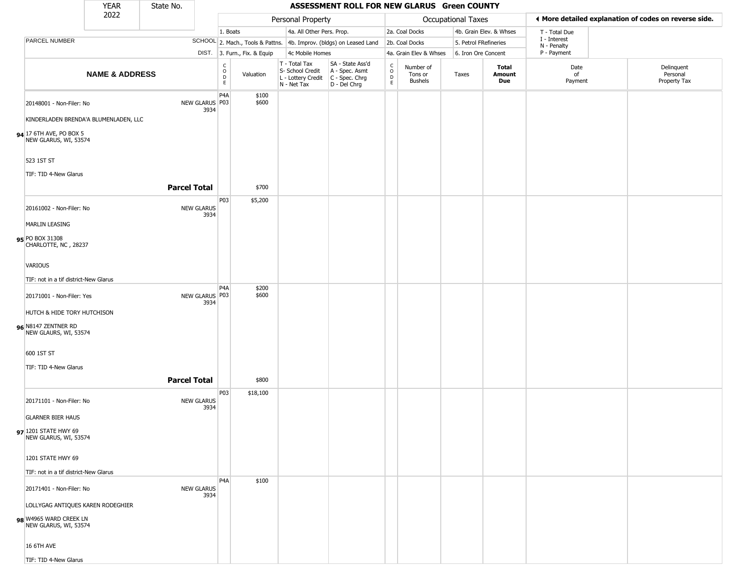# ASSESSMENT ROLL FOR NEW GLARUS Green COUNTY

YEAR 2022 | State No.

| | | Personal Property | | | | Occupational Taxes | | | | ◀ More detailed explanation of codes on reverse side. | |
|---|---|---|---|---|---|---|---|---|---|---|---|
| | | 1. Boats | | 4a. All Other Pers. Prop. | | 2a. Coal Docks | | 4b. Grain Elev. & Whses | | T - Total Due | |
| PARCEL NUMBER | SCHOOL | 2. Mach., Tools & Pattns. | | 4b. Improv. (bldgs) on Leased Land | | 2b. Coal Docks | | 5. Petrol FRefineries | | I - Interest<br>N - Penalty | |
| | DIST. | 3. Furn., Fix. & Equip | | 4c Mobile Homes | | 4a. Grain Elev & Whses | | 6. Iron Ore Concent | | P - Payment | |
| **NAME & ADDRESS** | | CODE | Valuation | T - Total Tax<br>S- School Credit<br>L - Lottery Credit<br>N - Net Tax | SA - State Ass'd<br>A - Spec. Asmt<br>C - Spec. Chrg<br>D - Del Chrg | CODE | Number of Tons or Bushels | Taxes | **Total Amount Due** | Date of Payment | Delinquent Personal Property Tax |
| 94 20148001 - Non-Filer: No<br>KINDERLADEN BRENDA'A BLUMENLADEN, LLC<br>17 6TH AVE, PO BOX 5<br>NEW GLARUS, WI, 53574<br>523 1ST ST<br>TIF: TID 4-New Glarus | NEW GLARUS 3934 | P4A<br>P03 | $100<br>$600 | | | | | | | | |
| **Parcel Total** | | | $700 | | | | | | | | |
| 95 20161002 - Non-Filer: No<br>MARLIN LEASING<br>PO BOX 31308<br>CHARLOTTE, NC , 28237<br>VARIOUS<br>TIF: not in a tif district-New Glarus | NEW GLARUS 3934 | P03 | $5,200 | | | | | | | | |
| 96 20171001 - Non-Filer: Yes<br>HUTCH & HIDE TORY HUTCHISON<br>N8147 ZENTNER RD<br>NEW GLAURS, WI, 53574<br>600 1ST ST<br>TIF: TID 4-New Glarus | NEW GLARUS 3934 | P4A<br>P03 | $200<br>$600 | | | | | | | | |
| **Parcel Total** | | | $800 | | | | | | | | |
| 97 20171101 - Non-Filer: No<br>GLARNER BIER HAUS<br>1201 STATE HWY 69<br>NEW GLARUS, WI, 53574<br>1201 STATE HWY 69<br>TIF: not in a tif district-New Glarus | NEW GLARUS 3934 | P03 | $18,100 | | | | | | | | |
| 98 20171401 - Non-Filer: No<br>LOLLYGAG ANTIQUES KAREN RODEGHIER<br>W4965 WARD CREEK LN<br>NEW GLARUS, WI, 53574<br>16 6TH AVE<br>TIF: TID 4-New Glarus | NEW GLARUS 3934 | P4A | $100 | | | | | | | | |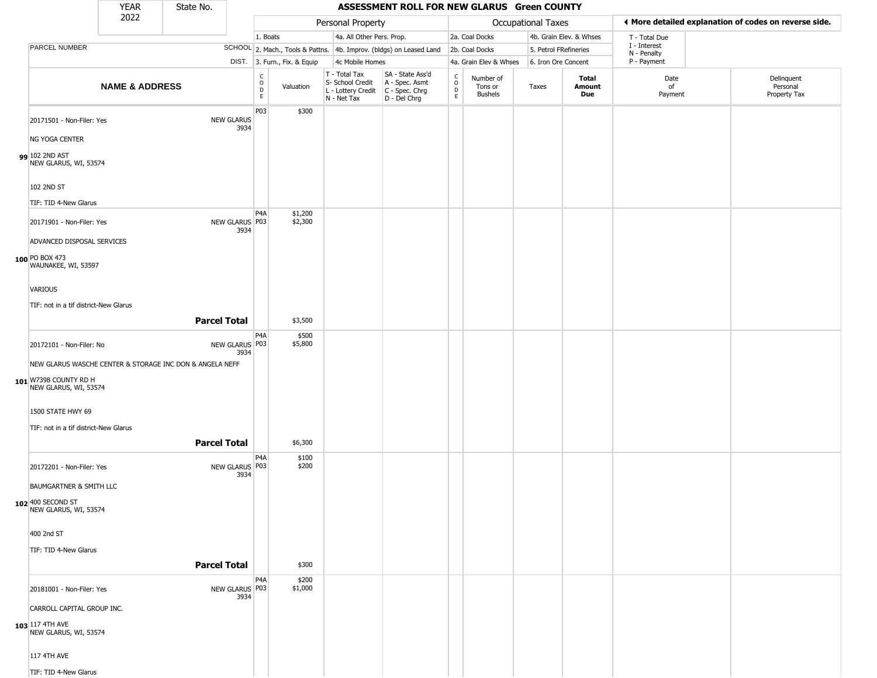| YEAR 2022 | State No. |
|---|---|

# ASSESSMENT ROLL FOR NEW GLARUS Green COUNTY

| | | Personal Property | | | | Occupational Taxes | | | | ◂ More detailed explanation of codes on reverse side. | |
|---|---|---|---|---|---|---|---|---|---|---|---|
| PARCEL NUMBER | SCHOOL DIST. | 1. Boats<br>2. Mach., Tools & Pattns.<br>3. Furn., Fix. & Equip | | 4a. All Other Pers. Prop.<br>4b. Improv. (bldgs) on Leased Land<br>4c Mobile Homes | | 2a. Coal Docks<br>2b. Coal Docks<br>4a. Grain Elev & Whses | | 4b. Grain Elev. & Whses<br>5. Petrol FRefineries<br>6. Iron Ore Concent | | T - Total Due<br>I - Interest<br>N - Penalty<br>P - Payment | |
| **NAME & ADDRESS** | | CODE | Valuation | T - Total Tax<br>S- School Credit<br>L - Lottery Credit<br>N - Net Tax | SA - State Ass'd<br>A - Spec. Asmt<br>C - Spec. Chrg<br>D - Del Chrg | CODE | Number of Tons or Bushels | Taxes | **Total Amount Due** | Date of Payment | Delinquent Personal Property Tax |
| 20171501 - Non-Filer: Yes<br><br>NG YOGA CENTER<br><br>**99** 102 2ND AST<br>NEW GLARUS, WI, 53574<br><br>102 2ND ST<br><br>TIF: TID 4-New Glarus | NEW GLARUS 3934 | P03 | $300 | | | | | | | | |
| 20171901 - Non-Filer: Yes<br><br>ADVANCED DISPOSAL SERVICES<br><br>**100** PO BOX 473<br>WAUNAKEE, WI, 53597<br><br>VARIOUS<br><br>TIF: not in a tif district-New Glarus | NEW GLARUS 3934 | P4A<br>P03 | $1,200<br>$2,300 | | | | | | | | |
| | **Parcel Total** | | $3,500 | | | | | | | | |
| 20172101 - Non-Filer: No<br><br>NEW GLARUS WASCHE CENTER & STORAGE INC DON & ANGELA NEFF<br><br>**101** W7398 COUNTY RD H<br>NEW GLARUS, WI, 53574<br><br>1500 STATE HWY 69<br><br>TIF: not in a tif district-New Glarus | NEW GLARUS 3934 | P4A<br>P03 | $500<br>$5,800 | | | | | | | | |
| | **Parcel Total** | | $6,300 | | | | | | | | |
| 20172201 - Non-Filer: Yes<br><br>BAUMGARTNER & SMITH LLC<br><br>**102** 400 SECOND ST<br>NEW GLARUS, WI, 53574<br><br>400 2nd ST<br><br>TIF: TID 4-New Glarus | NEW GLARUS 3934 | P4A<br>P03 | $100<br>$200 | | | | | | | | |
| | **Parcel Total** | | $300 | | | | | | | | |
| 20181001 - Non-Filer: Yes<br><br>CARROLL CAPITAL GROUP INC.<br><br>**103** 117 4TH AVE<br>NEW GLARUS, WI, 53574<br><br>117 4TH AVE<br><br>TIF: TID 4-New Glarus | NEW GLARUS 3934 | P4A<br>P03 | $200<br>$1,000 | | | | | | | | |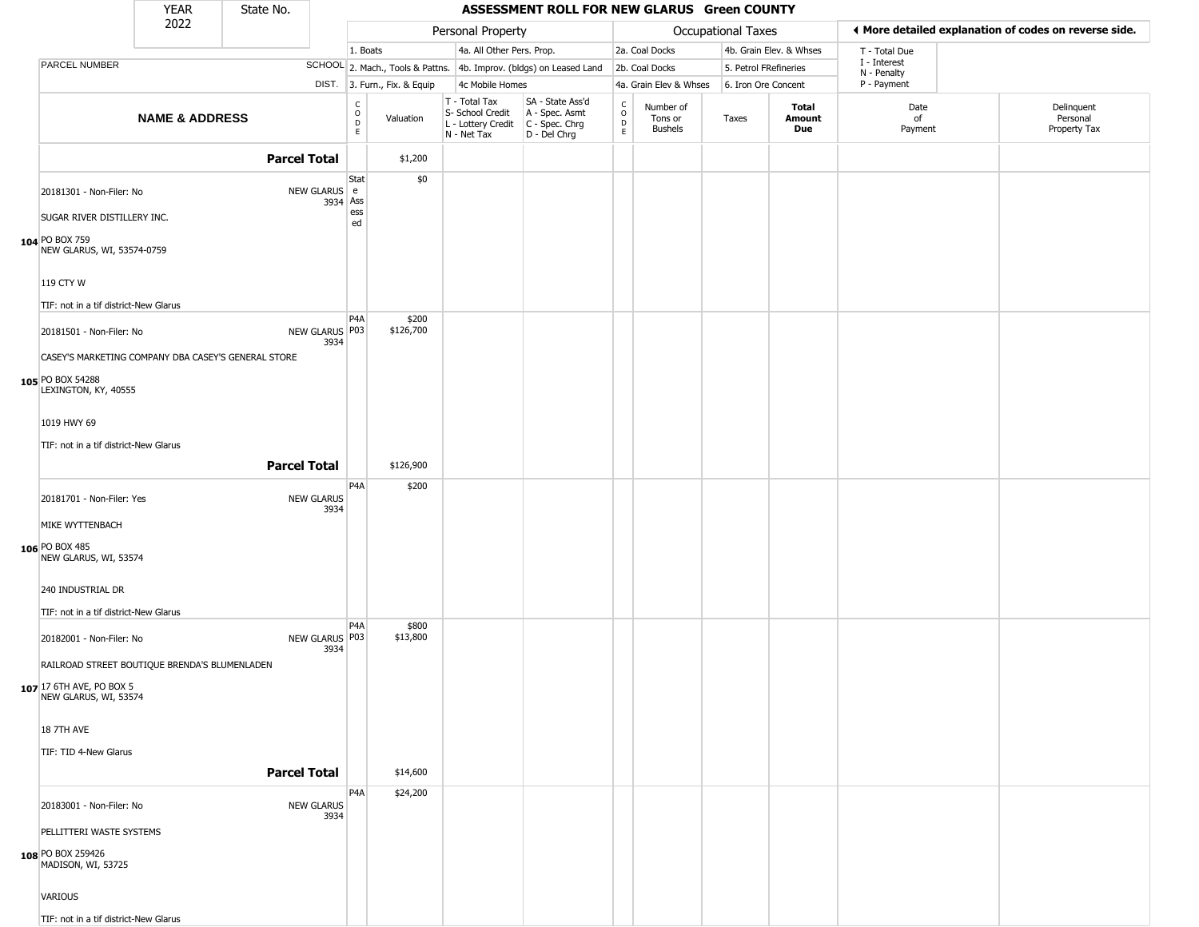| YEAR 2022 | State No. | **ASSESSMENT ROLL FOR NEW GLARUS Green COUNTY** | | | | | | | | | |
|---|---|---|---|---|---|---|---|---|---|---|---|

| | | Personal Property | | | | Occupational Taxes | | | | ◀ More detailed explanation of codes on reverse side. | |
|---|---|---|---|---|---|---|---|---|---|---|---|
| | | 1. Boats | | 4a. All Other Pers. Prop. | | 2a. Coal Docks | | 4b. Grain Elev. & Whses | | T - Total Due | |
| PARCEL NUMBER | SCHOOL | 2. Mach., Tools & Pattns. | | 4b. Improv. (bldgs) on Leased Land | | 2b. Coal Docks | | 5. Petrol FRefineries | | I - Interest N - Penalty | |
| | DIST. | 3. Furn., Fix. & Equip | | 4c Mobile Homes | | 4a. Grain Elev & Whses | | 6. Iron Ore Concent | | P - Payment | |
| **NAME & ADDRESS** | | CODE | Valuation | T - Total Tax S- School Credit L - Lottery Credit N - Net Tax | SA - State Ass'd A - Spec. Asmt C - Spec. Chrg D - Del Chrg | CODE | Number of Tons or Bushels | Taxes | **Total Amount Due** | Date of Payment | Delinquent Personal Property Tax |
| **Parcel Total** | | | $1,200 | | | | | | | | |
| 20181301 - Non-Filer: No<br>SUGAR RIVER DISTILLERY INC.<br>104 PO BOX 759<br>NEW GLARUS, WI, 53574-0759<br>119 CTY W<br>TIF: not in a tif district-New Glarus | NEW GLARUS 3934 | State Assessed | $0 | | | | | | | | |
| 20181501 - Non-Filer: No<br>CASEY'S MARKETING COMPANY DBA CASEY'S GENERAL STORE<br>105 PO BOX 54288<br>LEXINGTON, KY, 40555<br>1019 HWY 69<br>TIF: not in a tif district-New Glarus | NEW GLARUS 3934 | P4A<br>P03 | $200<br>$126,700 | | | | | | | | |
| **Parcel Total** | | | $126,900 | | | | | | | | |
| 20181701 - Non-Filer: Yes<br>MIKE WYTTENBACH<br>106 PO BOX 485<br>NEW GLARUS, WI, 53574<br>240 INDUSTRIAL DR<br>TIF: not in a tif district-New Glarus | NEW GLARUS 3934 | P4A | $200 | | | | | | | | |
| 20182001 - Non-Filer: No<br>RAILROAD STREET BOUTIQUE BRENDA'S BLUMENLADEN<br>107 17 6TH AVE, PO BOX 5<br>NEW GLARUS, WI, 53574<br>18 7TH AVE<br>TIF: TID 4-New Glarus | NEW GLARUS 3934 | P4A<br>P03 | $800<br>$13,800 | | | | | | | | |
| **Parcel Total** | | | $14,600 | | | | | | | | |
| 20183001 - Non-Filer: No<br>PELLITTERI WASTE SYSTEMS<br>108 PO BOX 259426<br>MADISON, WI, 53725<br>VARIOUS<br>TIF: not in a tif district-New Glarus | NEW GLARUS 3934 | P4A | $24,200 | | | | | | | | |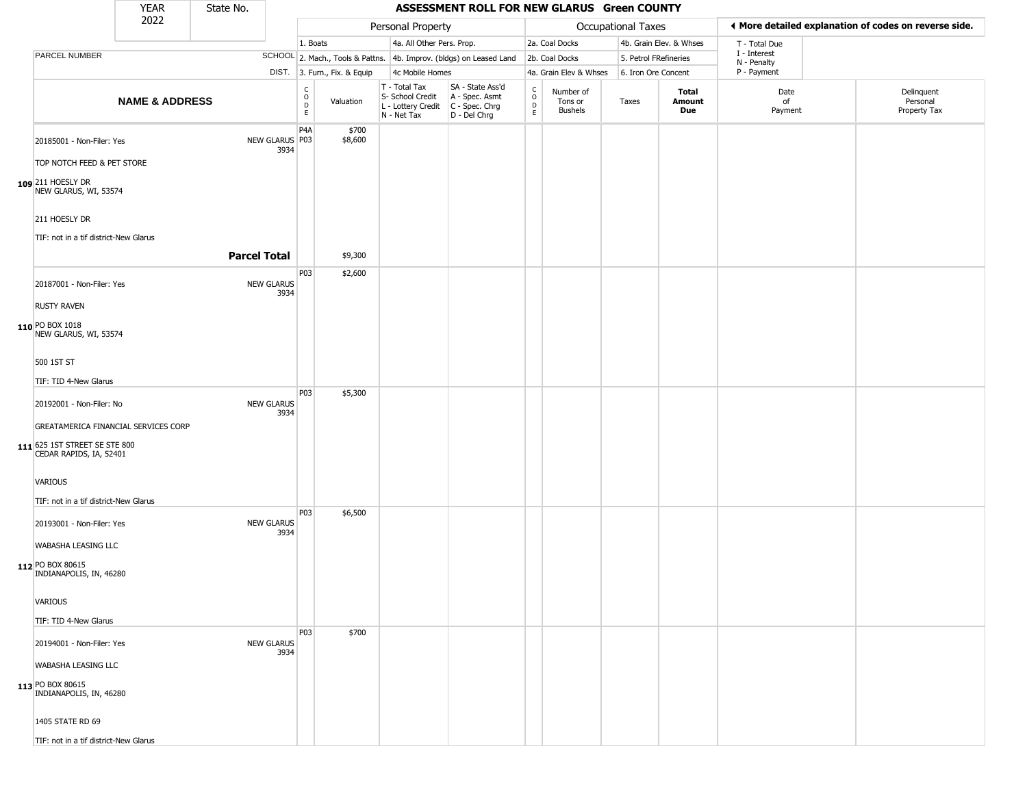| YEAR 2022 | State No. | | ASSESSMENT ROLL FOR NEW GLARUS Green COUNTY | | | | | | | | | | |
|---|---|---|---|---|---|---|---|---|---|---|---|---|---|

| | | Personal Property | | | | Occupational Taxes | | | | ◀ More detailed explanation of codes on reverse side. | |
|---|---|---|---|---|---|---|---|---|---|---|---|
| PARCEL NUMBER | SCHOOL DIST. | 1. Boats<br>2. Mach., Tools & Pattns.<br>3. Furn., Fix. & Equip | | 4a. All Other Pers. Prop.<br>4b. Improv. (bldgs) on Leased Land<br>4c Mobile Homes | | 2a. Coal Docks<br>2b. Coal Docks<br>4a. Grain Elev & Whses | | 4b. Grain Elev. & Whses<br>5. Petrol FRefineries<br>6. Iron Ore Concent | | T - Total Due<br>I - Interest<br>N - Penalty<br>P - Payment | |
| **NAME & ADDRESS** | | CODE | Valuation | T - Total Tax<br>S- School Credit<br>L - Lottery Credit<br>N - Net Tax | SA - State Ass'd<br>A - Spec. Asmt<br>C - Spec. Chrg<br>D - Del Chrg | CODE | Number of Tons or Bushels | Taxes | **Total Amount Due** | Date of Payment | Delinquent Personal Property Tax |
| **109** 20185001 - Non-Filer: Yes<br>TOP NOTCH FEED & PET STORE<br>211 HOESLY DR<br>NEW GLARUS, WI, 53574<br>211 HOESLY DR<br>TIF: not in a tif district-New Glarus | NEW GLARUS 3934 | P4A<br>P03 | $700<br>$8,600 | | | | | | | | |
| | **Parcel Total** | | $9,300 | | | | | | | | |
| **110** 20187001 - Non-Filer: Yes<br>RUSTY RAVEN<br>PO BOX 1018<br>NEW GLARUS, WI, 53574<br>500 1ST ST<br>TIF: TID 4-New Glarus | NEW GLARUS 3934 | P03 | $2,600 | | | | | | | | |
| **111** 20192001 - Non-Filer: No<br>GREATAMERICA FINANCIAL SERVICES CORP<br>625 1ST STREET SE STE 800<br>CEDAR RAPIDS, IA, 52401<br>VARIOUS<br>TIF: not in a tif district-New Glarus | NEW GLARUS 3934 | P03 | $5,300 | | | | | | | | |
| **112** 20193001 - Non-Filer: Yes<br>WABASHA LEASING LLC<br>PO BOX 80615<br>INDIANAPOLIS, IN, 46280<br>VARIOUS<br>TIF: TID 4-New Glarus | NEW GLARUS 3934 | P03 | $6,500 | | | | | | | | |
| **113** 20194001 - Non-Filer: Yes<br>WABASHA LEASING LLC<br>PO BOX 80615<br>INDIANAPOLIS, IN, 46280<br>1405 STATE RD 69<br>TIF: not in a tif district-New Glarus | NEW GLARUS 3934 | P03 | $700 | | | | | | | | |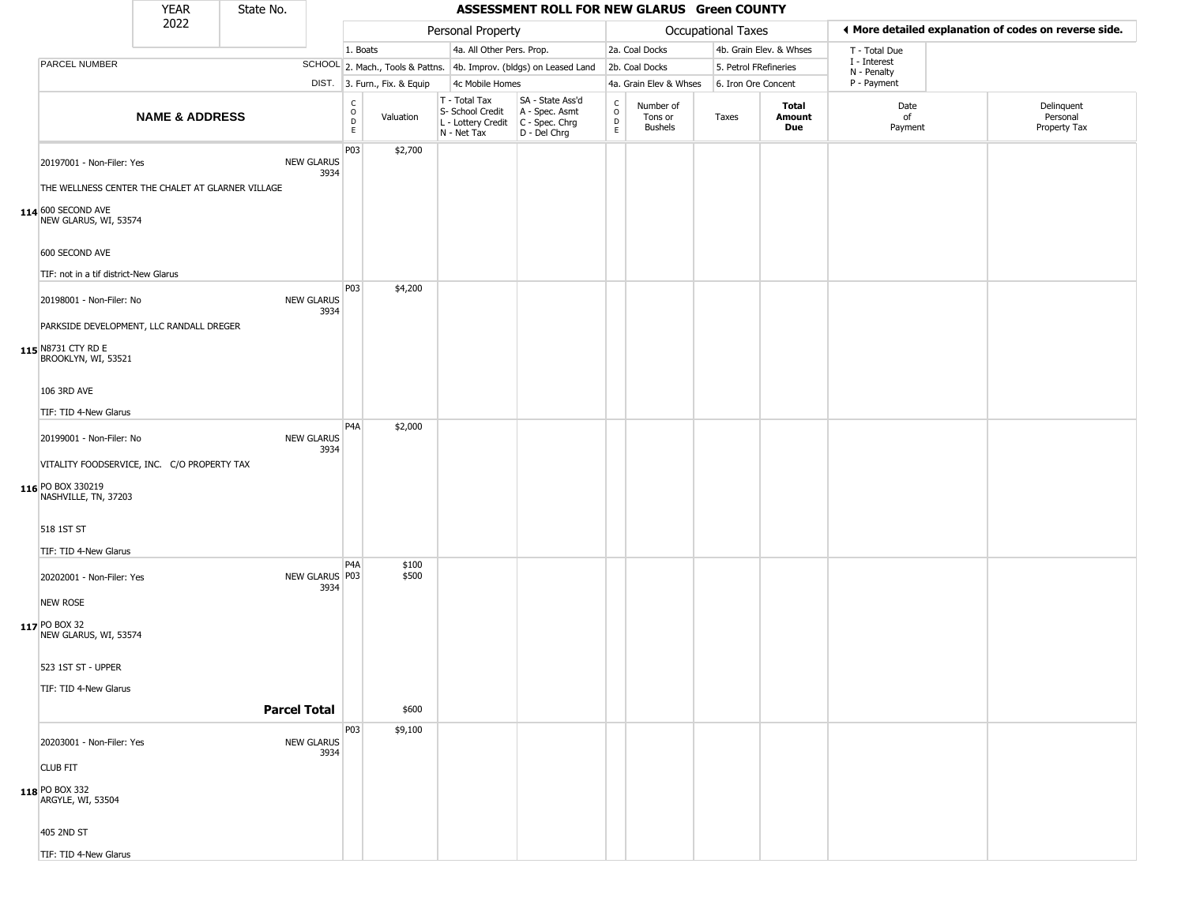| YEAR 2022 | State No. | | ASSESSMENT ROLL FOR NEW GLARUS Green COUNTY | | | | | | | | | |
|---|---|---|---|---|---|---|---|---|---|---|---|---|

| | | Personal Property | | | | Occupational Taxes | | | | ◂ More detailed explanation of codes on reverse side. | |
|---|---|---|---|---|---|---|---|---|---|---|---|
| | | 1. Boats | | 4a. All Other Pers. Prop. | | 2a. Coal Docks | | 4b. Grain Elev. & Whses | | T - Total Due | |
| PARCEL NUMBER | SCHOOL | 2. Mach., Tools & Pattns. | | 4b. Improv. (bldgs) on Leased Land | | 2b. Coal Docks | | 5. Petrol FRefineries | | I - Interest / N - Penalty | |
| | DIST. | 3. Furn., Fix. & Equip | | 4c Mobile Homes | | 4a. Grain Elev & Whses | | 6. Iron Ore Concent | | P - Payment | |

| NAME & ADDRESS | | CODE | Valuation | T - Total Tax / S- School Credit / L - Lottery Credit / N - Net Tax | SA - State Ass'd / A - Spec. Asmt / C - Spec. Chrg / D - Del Chrg | CODE | Number of Tons or Bushels | Taxes | Total Amount Due | Date of Payment | Delinquent Personal Property Tax |
|---|---|---|---|---|---|---|---|---|---|---|---|
| **114** 20197001 - Non-Filer: Yes<br>THE WELLNESS CENTER THE CHALET AT GLARNER VILLAGE<br>600 SECOND AVE<br>NEW GLARUS, WI, 53574<br>600 SECOND AVE<br>TIF: not in a tif district-New Glarus | NEW GLARUS 3934 | P03 | $2,700 | | | | | | | | |
| **115** 20198001 - Non-Filer: No<br>PARKSIDE DEVELOPMENT, LLC RANDALL DREGER<br>N8731 CTY RD E<br>BROOKLYN, WI, 53521<br>106 3RD AVE<br>TIF: TID 4-New Glarus | NEW GLARUS 3934 | P03 | $4,200 | | | | | | | | |
| **116** 20199001 - Non-Filer: No<br>VITALITY FOODSERVICE, INC. C/O PROPERTY TAX<br>PO BOX 330219<br>NASHVILLE, TN, 37203<br>518 1ST ST<br>TIF: TID 4-New Glarus | NEW GLARUS 3934 | P4A | $2,000 | | | | | | | | |
| **117** 20202001 - Non-Filer: Yes<br>NEW ROSE<br>PO BOX 32<br>NEW GLARUS, WI, 53574<br>523 1ST ST - UPPER<br>TIF: TID 4-New Glarus | NEW GLARUS 3934 | P4A<br>P03 | $100<br>$500 | | | | | | | | |
| | **Parcel Total** | | $600 | | | | | | | | |
| **118** 20203001 - Non-Filer: Yes<br>CLUB FIT<br>PO BOX 332<br>ARGYLE, WI, 53504<br>405 2ND ST<br>TIF: TID 4-New Glarus | NEW GLARUS 3934 | P03 | $9,100 | | | | | | | | |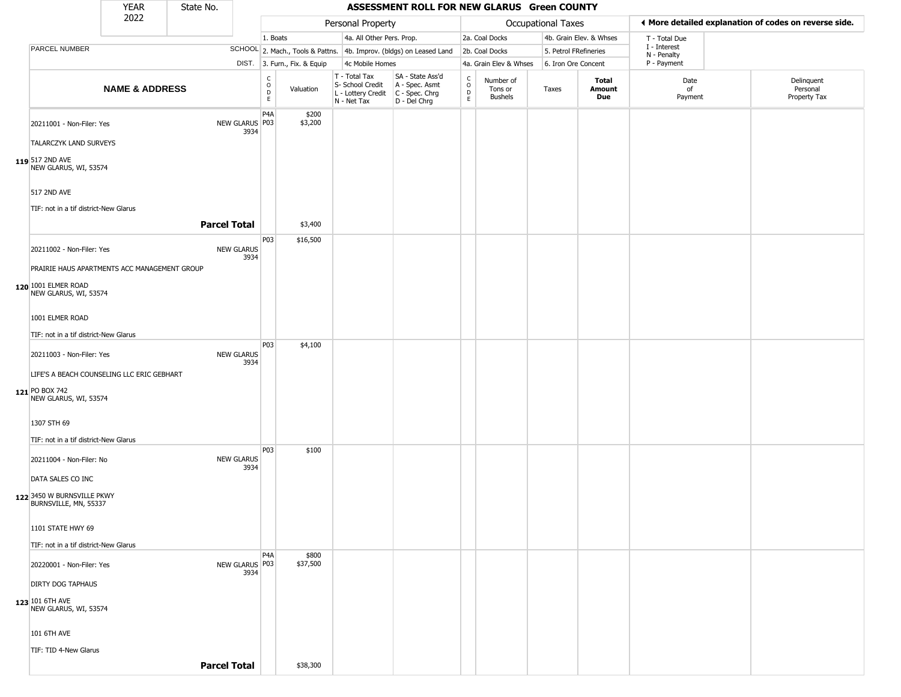# ASSESSMENT ROLL FOR NEW GLARUS Green COUNTY

| YEAR | State No. |
|---|---|
| 2022 | |

| | | Personal Property | | | | Occupational Taxes | | | | ◄ More detailed explanation of codes on reverse side. | |
|---|---|---|---|---|---|---|---|---|---|---|---|
| | | 1. Boats | | 4a. All Other Pers. Prop. | | 2a. Coal Docks | | 4b. Grain Elev. & Whses | | T - Total Due<br>I - Interest<br>N - Penalty<br>P - Payment | |
| PARCEL NUMBER | SCHOOL | 2. Mach., Tools & Pattns. | | 4b. Improv. (bldgs) on Leased Land | | 2b. Coal Docks | | 5. Petrol FRefineries | | | |
| | DIST. | 3. Furn., Fix. & Equip | | 4c Mobile Homes | | 4a. Grain Elev & Whses | | 6. Iron Ore Concent | | | |
| **NAME & ADDRESS** | | CODE | Valuation | T - Total Tax<br>S- School Credit<br>L - Lottery Credit<br>N - Net Tax | SA - State Ass'd<br>A - Spec. Asmt<br>C - Spec. Chrg<br>D - Del Chrg | CODE | Number of Tons or Bushels | Taxes | **Total Amount Due** | Date of Payment | Delinquent Personal Property Tax |
| **119** 20211001 - Non-Filer: Yes<br>TALARCZYK LAND SURVEYS<br>517 2ND AVE<br>NEW GLARUS, WI, 53574<br>517 2ND AVE<br>TIF: not in a tif district-New Glarus | NEW GLARUS 3934 | P4A<br>P03 | $200<br>$3,200 | | | | | | | | |
| | **Parcel Total** | | $3,400 | | | | | | | | |
| **120** 20211002 - Non-Filer: Yes<br>PRAIRIE HAUS APARTMENTS ACC MANAGEMENT GROUP<br>1001 ELMER ROAD<br>NEW GLARUS, WI, 53574<br>1001 ELMER ROAD<br>TIF: not in a tif district-New Glarus | NEW GLARUS 3934 | P03 | $16,500 | | | | | | | | |
| **121** 20211003 - Non-Filer: Yes<br>LIFE'S A BEACH COUNSELING LLC ERIC GEBHART<br>PO BOX 742<br>NEW GLARUS, WI, 53574<br>1307 STH 69<br>TIF: not in a tif district-New Glarus | NEW GLARUS 3934 | P03 | $4,100 | | | | | | | | |
| **122** 20211004 - Non-Filer: No<br>DATA SALES CO INC<br>3450 W BURNSVILLE PKWY<br>BURNSVILLE, MN, 55337<br>1101 STATE HWY 69<br>TIF: not in a tif district-New Glarus | NEW GLARUS 3934 | P03 | $100 | | | | | | | | |
| **123** 20220001 - Non-Filer: Yes<br>DIRTY DOG TAPHAUS<br>101 6TH AVE<br>NEW GLARUS, WI, 53574<br>101 6TH AVE<br>TIF: TID 4-New Glarus | NEW GLARUS 3934 | P4A<br>P03 | $800<br>$37,500 | | | | | | | | |
| | **Parcel Total** | | $38,300 | | | | | | | | |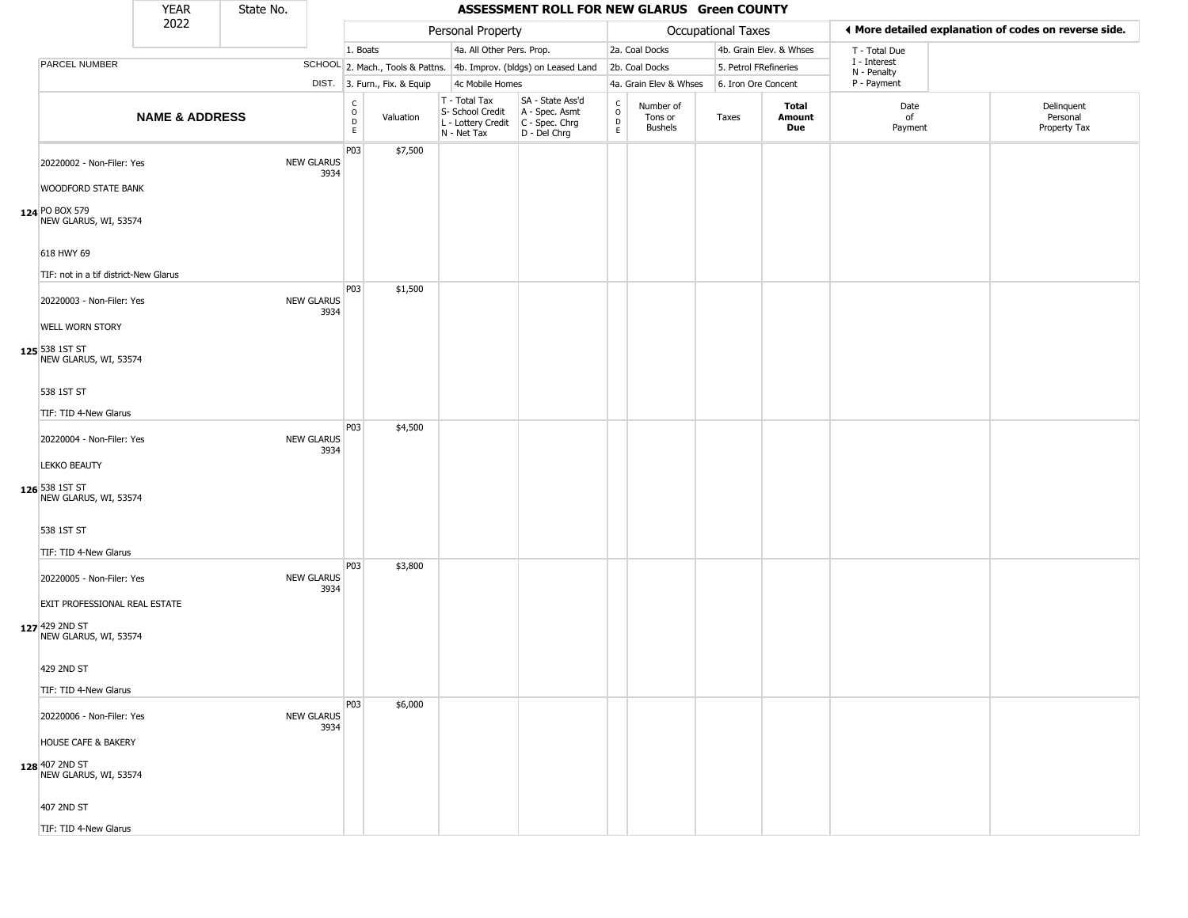| YEAR 2022 | State No. |
|---|---|

# ASSESSMENT ROLL FOR NEW GLARUS Green COUNTY

| | | Personal Property | | | | Occupational Taxes | | | | ◂ More detailed explanation of codes on reverse side. | |
|---|---|---|---|---|---|---|---|---|---|---|---|
| PARCEL NUMBER | SCHOOL DIST. | 1. Boats<br>2. Mach., Tools & Pattns.<br>3. Furn., Fix. & Equip | | 4a. All Other Pers. Prop.<br>4b. Improv. (bldgs) on Leased Land<br>4c Mobile Homes | | 2a. Coal Docks<br>2b. Coal Docks<br>4a. Grain Elev & Whses | | 4b. Grain Elev. & Whses<br>5. Petrol FRefineries<br>6. Iron Ore Concent | | T - Total Due<br>I - Interest<br>N - Penalty<br>P - Payment | |
| **NAME & ADDRESS** | | CODE | Valuation | T - Total Tax<br>S- School Credit<br>L - Lottery Credit<br>N - Net Tax | SA - State Ass'd<br>A - Spec. Asmt<br>C - Spec. Chrg<br>D - Del Chrg | CODE | Number of Tons or Bushels | Taxes | **Total Amount Due** | Date of Payment | Delinquent Personal Property Tax |
| 20220002 - Non-Filer: Yes<br>WOODFORD STATE BANK<br>124 PO BOX 579<br>NEW GLARUS, WI, 53574<br>618 HWY 69<br>TIF: not in a tif district-New Glarus | NEW GLARUS 3934 | P03 | $7,500 | | | | | | | | |
| 20220003 - Non-Filer: Yes<br>WELL WORN STORY<br>125 538 1ST ST<br>NEW GLARUS, WI, 53574<br>538 1ST ST<br>TIF: TID 4-New Glarus | NEW GLARUS 3934 | P03 | $1,500 | | | | | | | | |
| 20220004 - Non-Filer: Yes<br>LEKKO BEAUTY<br>126 538 1ST ST<br>NEW GLARUS, WI, 53574<br>538 1ST ST<br>TIF: TID 4-New Glarus | NEW GLARUS 3934 | P03 | $4,500 | | | | | | | | |
| 20220005 - Non-Filer: Yes<br>EXIT PROFESSIONAL REAL ESTATE<br>127 429 2ND ST<br>NEW GLARUS, WI, 53574<br>429 2ND ST<br>TIF: TID 4-New Glarus | NEW GLARUS 3934 | P03 | $3,800 | | | | | | | | |
| 20220006 - Non-Filer: Yes<br>HOUSE CAFE & BAKERY<br>128 407 2ND ST<br>NEW GLARUS, WI, 53574<br>407 2ND ST<br>TIF: TID 4-New Glarus | NEW GLARUS 3934 | P03 | $6,000 | | | | | | | | |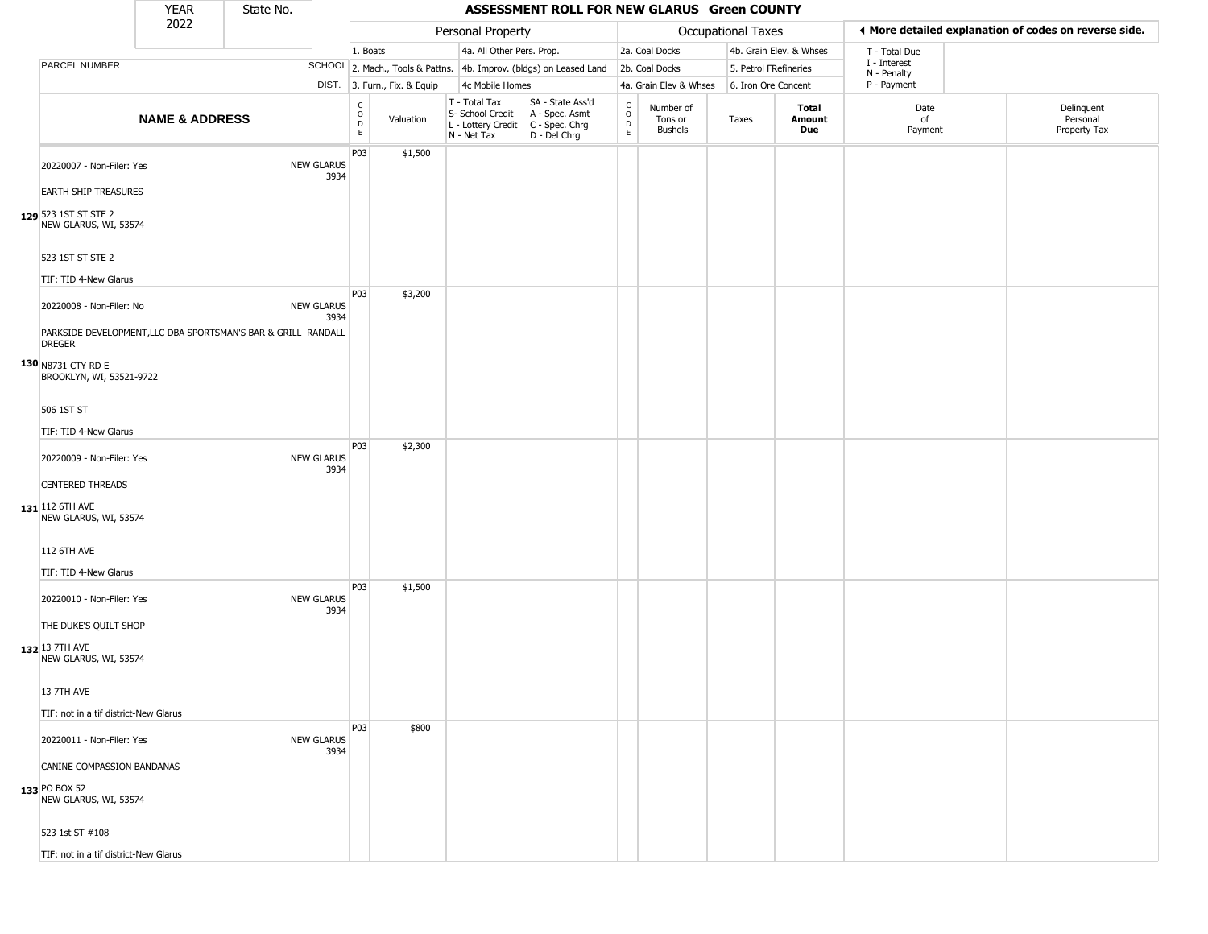YEAR 2022 | State No.

# ASSESSMENT ROLL FOR NEW GLARUS Green COUNTY

| | | Personal Property | | | | Occupational Taxes | | | | ◄ More detailed explanation of codes on reverse side. | |
|---|---|---|---|---|---|---|---|---|---|---|---|
| PARCEL NUMBER | SCHOOL DIST. | 1. Boats<br>2. Mach., Tools & Pattns.<br>3. Furn., Fix. & Equip | | 4a. All Other Pers. Prop.<br>4b. Improv. (bldgs) on Leased Land<br>4c Mobile Homes | | 2a. Coal Docks<br>2b. Coal Docks<br>4a. Grain Elev & Whses | | 4b. Grain Elev. & Whses<br>5. Petrol FRefineries<br>6. Iron Ore Concent | | T - Total Due<br>I - Interest<br>N - Penalty<br>P - Payment | |
| **NAME & ADDRESS** | | CODE | Valuation | T - Total Tax<br>S- School Credit<br>L - Lottery Credit<br>N - Net Tax | SA - State Ass'd<br>A - Spec. Asmt<br>C - Spec. Chrg<br>D - Del Chrg | CODE | Number of Tons or Bushels | Taxes | **Total Amount Due** | Date of Payment | Delinquent Personal Property Tax |
| 129 20220007 - Non-Filer: Yes<br>EARTH SHIP TREASURES<br>523 1ST ST STE 2<br>NEW GLARUS, WI, 53574<br>523 1ST ST STE 2<br>TIF: TID 4-New Glarus | NEW GLARUS 3934 | P03 | $1,500 | | | | | | | | |
| 130 20220008 - Non-Filer: No<br>PARKSIDE DEVELOPMENT,LLC DBA SPORTSMAN'S BAR & GRILL RANDALL DREGER<br>N8731 CTY RD E<br>BROOKLYN, WI, 53521-9722<br>506 1ST ST<br>TIF: TID 4-New Glarus | NEW GLARUS 3934 | P03 | $3,200 | | | | | | | | |
| 131 20220009 - Non-Filer: Yes<br>CENTERED THREADS<br>112 6TH AVE<br>NEW GLARUS, WI, 53574<br>112 6TH AVE<br>TIF: TID 4-New Glarus | NEW GLARUS 3934 | P03 | $2,300 | | | | | | | | |
| 132 20220010 - Non-Filer: Yes<br>THE DUKE'S QUILT SHOP<br>13 7TH AVE<br>NEW GLARUS, WI, 53574<br>13 7TH AVE<br>TIF: not in a tif district-New Glarus | NEW GLARUS 3934 | P03 | $1,500 | | | | | | | | |
| 133 20220011 - Non-Filer: Yes<br>CANINE COMPASSION BANDANAS<br>PO BOX 52<br>NEW GLARUS, WI, 53574<br>523 1st ST #108<br>TIF: not in a tif district-New Glarus | NEW GLARUS 3934 | P03 | $800 | | | | | | | | |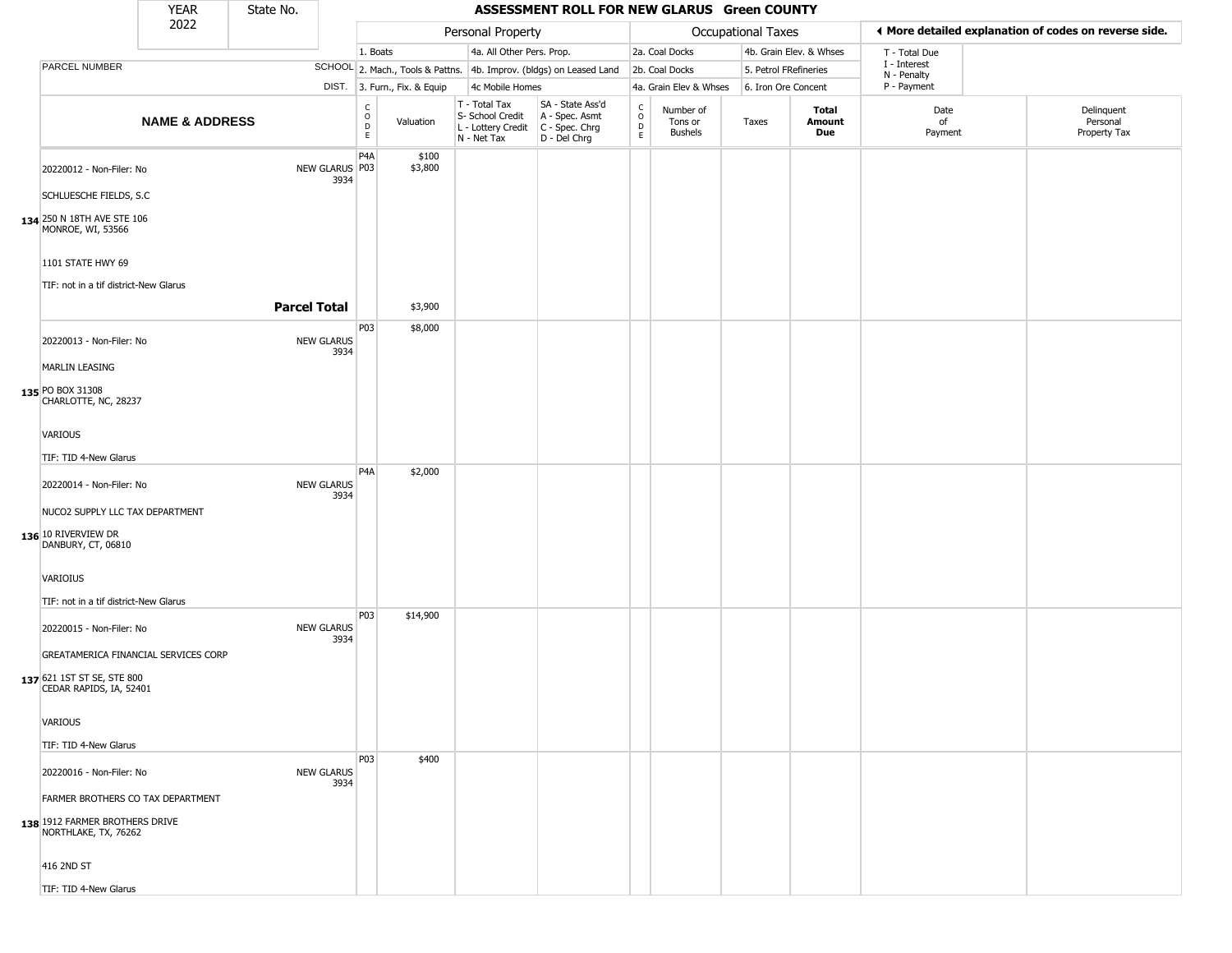# ASSESSMENT ROLL FOR NEW GLARUS Green COUNTY

| YEAR | State No. |
|---|---|
| 2022 | |

| | Personal Property | | | | Occupational Taxes | | | |
|---|---|---|---|---|---|---|---|---|
| | 1. Boats | | 4a. All Other Pers. Prop. | | 2a. Coal Docks | | 4b. Grain Elev. & Whses | T - Total Due<br>I - Interest<br>N - Penalty<br>P - Payment |
| PARCEL NUMBER SCHOOL | 2. Mach., Tools & Pattns. | | 4b. Improv. (bldgs) on Leased Land | | 2b. Coal Docks | | 5. Petrol FRefineries | |
| DIST. | 3. Furn., Fix. & Equip | | 4c Mobile Homes | | 4a. Grain Elev & Whses | | 6. Iron Ore Concent | |

◄ More detailed explanation of codes on reverse side.

| | NAME & ADDRESS | | CODE | Valuation | T - Total Tax<br>S- School Credit<br>L - Lottery Credit<br>N - Net Tax | SA - State Ass'd<br>A - Spec. Asmt<br>C - Spec. Chrg<br>D - Del Chrg | CODE | Number of Tons or Bushels | Taxes | Total Amount Due | Date of Payment | Delinquent Personal Property Tax |
|---|---|---|---|---|---|---|---|---|---|---|---|---|
| 134 | 20220012 - Non-Filer: No<br>SCHLUESCHE FIELDS, S.C<br>250 N 18TH AVE STE 106<br>MONROE, WI, 53566<br>1101 STATE HWY 69<br>TIF: not in a tif district-New Glarus | NEW GLARUS 3934 | P4A<br>P03 | $100<br>$3,800 | | | | | | | | |
| | | **Parcel Total** | | $3,900 | | | | | | | | |
| 135 | 20220013 - Non-Filer: No<br>MARLIN LEASING<br>PO BOX 31308<br>CHARLOTTE, NC, 28237<br>VARIOUS<br>TIF: TID 4-New Glarus | NEW GLARUS 3934 | P03 | $8,000 | | | | | | | | |
| 136 | 20220014 - Non-Filer: No<br>NUCO2 SUPPLY LLC TAX DEPARTMENT<br>10 RIVERVIEW DR<br>DANBURY, CT, 06810<br>VARIOIUS<br>TIF: not in a tif district-New Glarus | NEW GLARUS 3934 | P4A | $2,000 | | | | | | | | |
| 137 | 20220015 - Non-Filer: No<br>GREATAMERICA FINANCIAL SERVICES CORP<br>621 1ST ST SE, STE 800<br>CEDAR RAPIDS, IA, 52401<br>VARIOUS<br>TIF: TID 4-New Glarus | NEW GLARUS 3934 | P03 | $14,900 | | | | | | | | |
| 138 | 20220016 - Non-Filer: No<br>FARMER BROTHERS CO TAX DEPARTMENT<br>1912 FARMER BROTHERS DRIVE<br>NORTHLAKE, TX, 76262<br>416 2ND ST<br>TIF: TID 4-New Glarus | NEW GLARUS 3934 | P03 | $400 | | | | | | | | |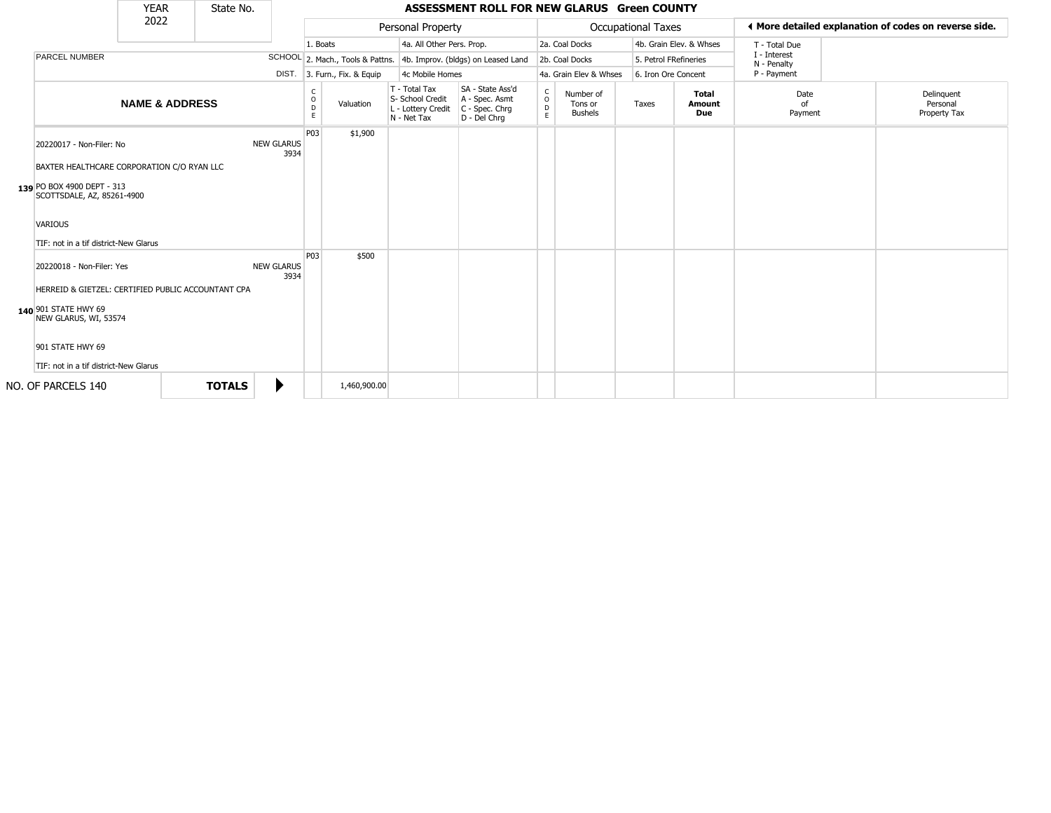| YEAR 2022 | State No. | ASSESSMENT ROLL FOR NEW GLARUS Green COUNTY |
|---|---|---|

| | | Personal Property | | Occupational Taxes | | More detailed explanation of codes on reverse side. |
|---|---|---|---|---|---|---|
| PARCEL NUMBER | SCHOOL DIST. | 1. Boats | 4a. All Other Pers. Prop. | 2a. Coal Docks | 4b. Grain Elev. & Whses | T - Total Due |
| | | 2. Mach., Tools & Pattns. | 4b. Improv. (bldgs) on Leased Land | 2b. Coal Docks | 5. Petrol FRefineries | I - Interest |
| | | 3. Furn., Fix. & Equip | 4c Mobile Homes | 4a. Grain Elev & Whses | 6. Iron Ore Concent | N - Penalty |
| | | | | | | P - Payment |

| | NAME & ADDRESS | SCHOOL DIST. | CODE | Valuation | T - Total Tax S- School Credit L - Lottery Credit N - Net Tax | SA - State Ass'd A - Spec. Asmt C - Spec. Chrg D - Del Chrg | CODE | Number of Tons or Bushels | Taxes | Total Amount Due | Date of Payment | Delinquent Personal Property Tax |
|---|---|---|---|---|---|---|---|---|---|---|---|---|
| 139 | 20220017 - Non-Filer: No<br>BAXTER HEALTHCARE CORPORATION C/O RYAN LLC<br>PO BOX 4900 DEPT - 313<br>SCOTTSDALE, AZ, 85261-4900<br>VARIOUS<br>TIF: not in a tif district-New Glarus | NEW GLARUS 3934 | P03 | $1,900 | | | | | | | | |
| 140 | 20220018 - Non-Filer: Yes<br>HERREID & GIETZEL: CERTIFIED PUBLIC ACCOUNTANT CPA<br>901 STATE HWY 69<br>NEW GLARUS, WI, 53574<br>901 STATE HWY 69<br>TIF: not in a tif district-New Glarus | NEW GLARUS 3934 | P03 | $500 | | | | | | | | |
| NO. OF PARCELS 140 | TOTALS | | | 1,460,900.00 | | | | | | | | |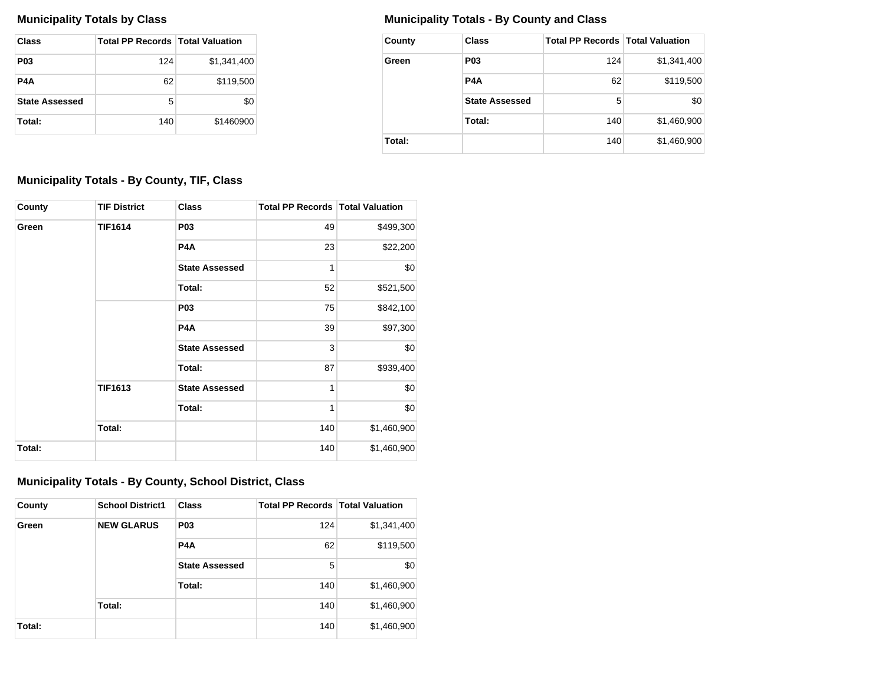### Municipality Totals by Class

| Class | Total PP Records | Total Valuation |
|---|---|---|
| P03 | 124 | $1,341,400 |
| P4A | 62 | $119,500 |
| State Assessed | 5 | $0 |
| Total: | 140 | $1460900 |

### Municipality Totals - By County and Class

| County | Class | Total PP Records | Total Valuation |
|---|---|---|---|
| Green | P03 | 124 | $1,341,400 |
| | P4A | 62 | $119,500 |
| | State Assessed | 5 | $0 |
| | Total: | 140 | $1,460,900 |
| Total: | | 140 | $1,460,900 |

### Municipality Totals - By County, TIF, Class

| County | TIF District | Class | Total PP Records | Total Valuation |
|---|---|---|---|---|
| Green | TIF1614 | P03 | 49 | $499,300 |
| | | P4A | 23 | $22,200 |
| | | State Assessed | 1 | $0 |
| | | Total: | 52 | $521,500 |
| | | P03 | 75 | $842,100 |
| | | P4A | 39 | $97,300 |
| | | State Assessed | 3 | $0 |
| | | Total: | 87 | $939,400 |
| | TIF1613 | State Assessed | 1 | $0 |
| | | Total: | 1 | $0 |
| | Total: | | 140 | $1,460,900 |
| Total: | | | 140 | $1,460,900 |

### Municipality Totals - By County, School District, Class

| County | School District1 | Class | Total PP Records | Total Valuation |
|---|---|---|---|---|
| Green | NEW GLARUS | P03 | 124 | $1,341,400 |
| | | P4A | 62 | $119,500 |
| | | State Assessed | 5 | $0 |
| | | Total: | 140 | $1,460,900 |
| | Total: | | 140 | $1,460,900 |
| Total: | | | 140 | $1,460,900 |